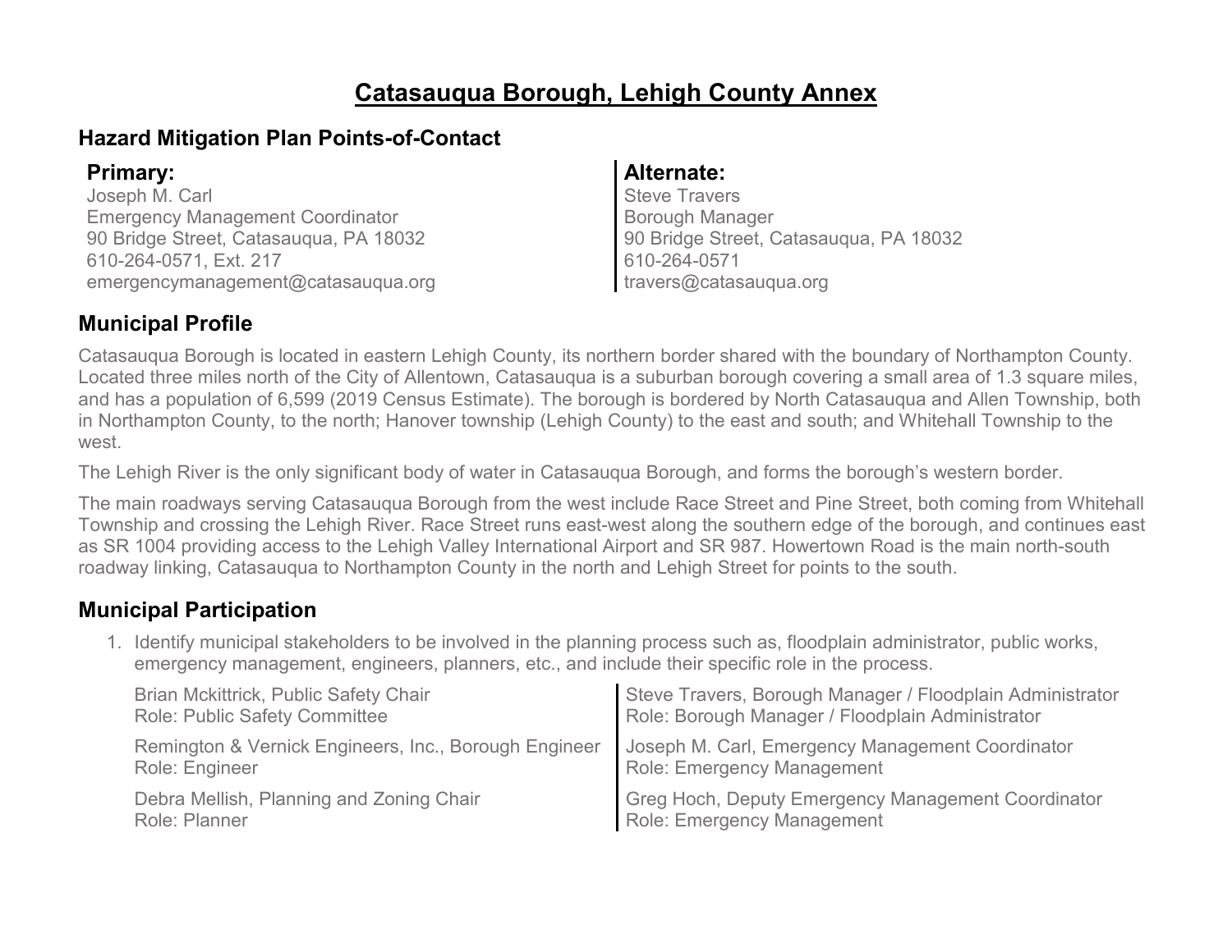# Catasauqua Borough, Lehigh County Annex

## Hazard Mitigation Plan Points-of-Contact

**Primary:**
Joseph M. Carl
Emergency Management Coordinator
90 Bridge Street, Catasauqua, PA 18032
610-264-0571, Ext. 217
emergencymanagement@catasauqua.org

**Alternate:**
Steve Travers
Borough Manager
90 Bridge Street, Catasauqua, PA 18032
610-264-0571
travers@catasauqua.org

## Municipal Profile

Catasauqua Borough is located in eastern Lehigh County, its northern border shared with the boundary of Northampton County. Located three miles north of the City of Allentown, Catasauqua is a suburban borough covering a small area of 1.3 square miles, and has a population of 6,599 (2019 Census Estimate). The borough is bordered by North Catasauqua and Allen Township, both in Northampton County, to the north; Hanover township (Lehigh County) to the east and south; and Whitehall Township to the west.

The Lehigh River is the only significant body of water in Catasauqua Borough, and forms the borough's western border.

The main roadways serving Catasauqua Borough from the west include Race Street and Pine Street, both coming from Whitehall Township and crossing the Lehigh River. Race Street runs east-west along the southern edge of the borough, and continues east as SR 1004 providing access to the Lehigh Valley International Airport and SR 987. Howertown Road is the main north-south roadway linking, Catasauqua to Northampton County in the north and Lehigh Street for points to the south.

## Municipal Participation

1. Identify municipal stakeholders to be involved in the planning process such as, floodplain administrator, public works, emergency management, engineers, planners, etc., and include their specific role in the process.

   Brian Mckittrick, Public Safety Chair
   Role: Public Safety Committee

   Remington & Vernick Engineers, Inc., Borough Engineer
   Role: Engineer

   Debra Mellish, Planning and Zoning Chair
   Role: Planner

   Steve Travers, Borough Manager / Floodplain Administrator
   Role: Borough Manager / Floodplain Administrator

   Joseph M. Carl, Emergency Management Coordinator
   Role: Emergency Management

   Greg Hoch, Deputy Emergency Management Coordinator
   Role: Emergency Management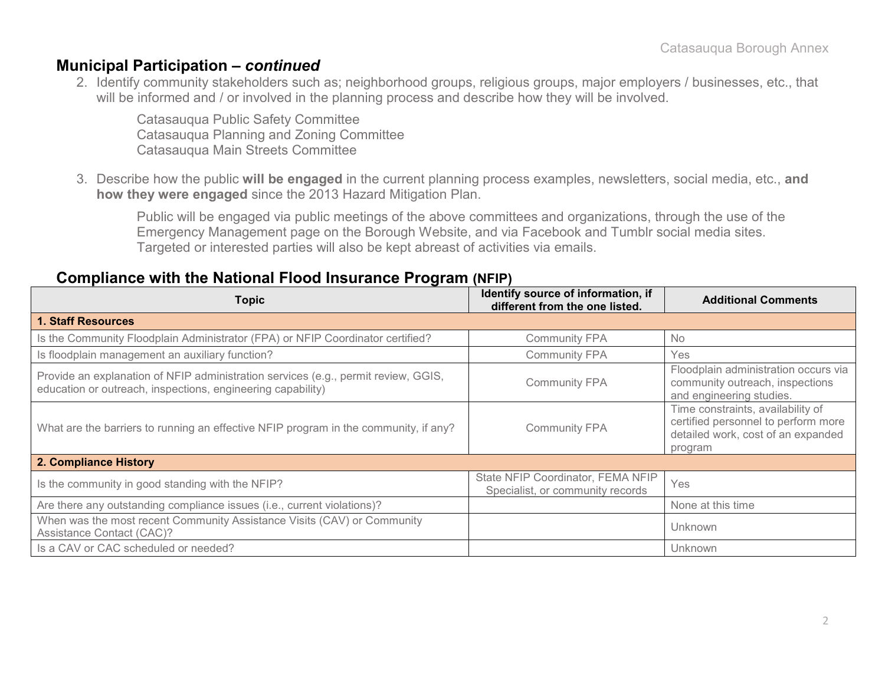## Municipal Participation – *continued*

2. Identify community stakeholders such as; neighborhood groups, religious groups, major employers / businesses, etc., that will be informed and / or involved in the planning process and describe how they will be involved.

   Catasauqua Public Safety Committee
   Catasauqua Planning and Zoning Committee
   Catasauqua Main Streets Committee

3. Describe how the public **will be engaged** in the current planning process examples, newsletters, social media, etc., **and how they were engaged** since the 2013 Hazard Mitigation Plan.

   Public will be engaged via public meetings of the above committees and organizations, through the use of the Emergency Management page on the Borough Website, and via Facebook and Tumblr social media sites. Targeted or interested parties will also be kept abreast of activities via emails.

## Compliance with the National Flood Insurance Program (NFIP)

| Topic | Identify source of information, if different from the one listed. | Additional Comments |
|---|---|---|
| **1. Staff Resources** | | |
| Is the Community Floodplain Administrator (FPA) or NFIP Coordinator certified? | Community FPA | No |
| Is floodplain management an auxiliary function? | Community FPA | Yes |
| Provide an explanation of NFIP administration services (e.g., permit review, GGIS, education or outreach, inspections, engineering capability) | Community FPA | Floodplain administration occurs via community outreach, inspections and engineering studies. |
| What are the barriers to running an effective NFIP program in the community, if any? | Community FPA | Time constraints, availability of certified personnel to perform more detailed work, cost of an expanded program |
| **2. Compliance History** | | |
| Is the community in good standing with the NFIP? | State NFIP Coordinator, FEMA NFIP Specialist, or community records | Yes |
| Are there any outstanding compliance issues (i.e., current violations)? | | None at this time |
| When was the most recent Community Assistance Visits (CAV) or Community Assistance Contact (CAC)? | | Unknown |
| Is a CAV or CAC scheduled or needed? | | Unknown |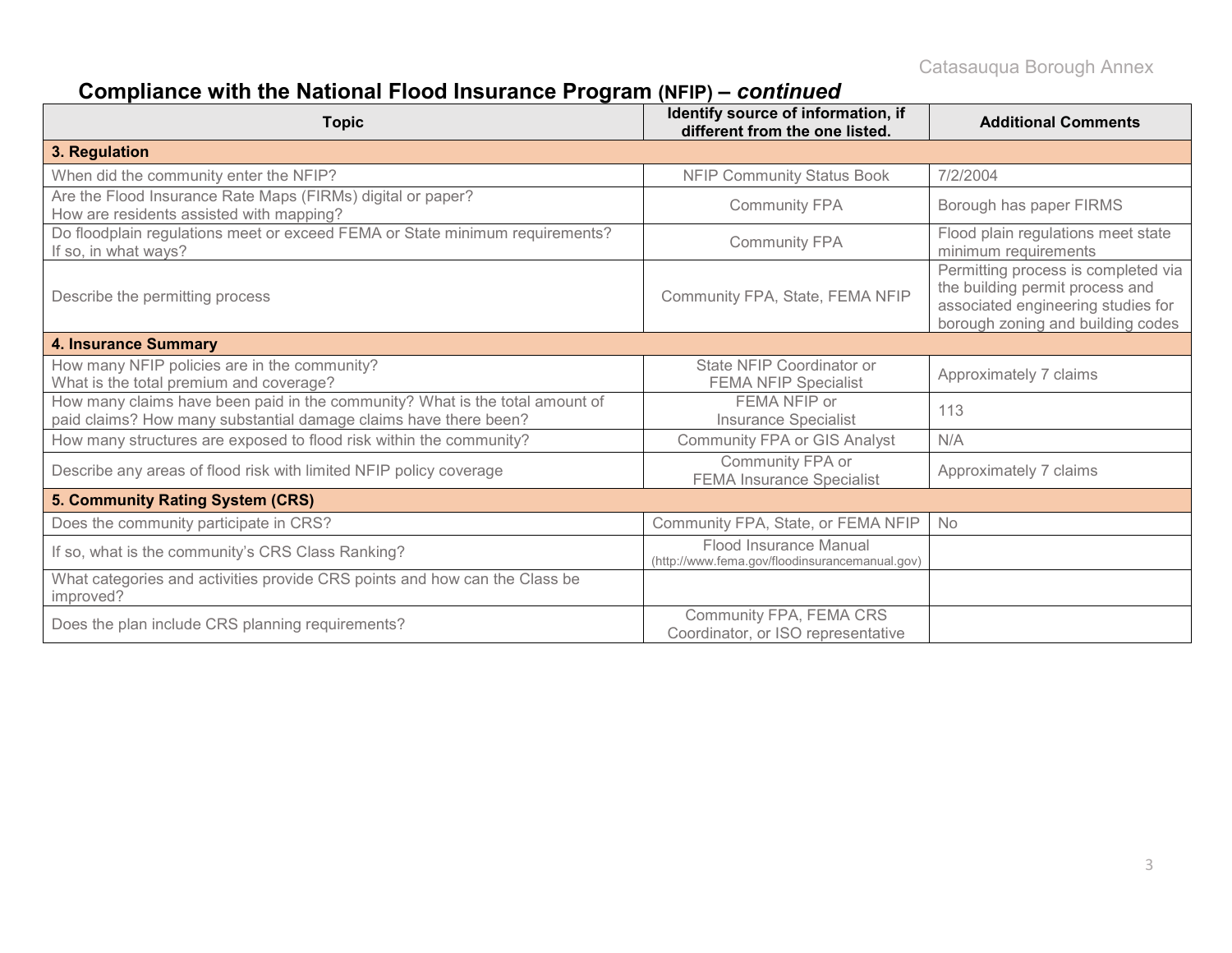## Compliance with the National Flood Insurance Program (NFIP) – *continued*

| Topic | Identify source of information, if different from the one listed. | Additional Comments |
|---|---|---|
| **3. Regulation** | | |
| When did the community enter the NFIP? | NFIP Community Status Book | 7/2/2004 |
| Are the Flood Insurance Rate Maps (FIRMs) digital or paper? How are residents assisted with mapping? | Community FPA | Borough has paper FIRMS |
| Do floodplain regulations meet or exceed FEMA or State minimum requirements? If so, in what ways? | Community FPA | Flood plain regulations meet state minimum requirements |
| Describe the permitting process | Community FPA, State, FEMA NFIP | Permitting process is completed via the building permit process and associated engineering studies for borough zoning and building codes |
| **4. Insurance Summary** | | |
| How many NFIP policies are in the community? What is the total premium and coverage? | State NFIP Coordinator or FEMA NFIP Specialist | Approximately 7 claims |
| How many claims have been paid in the community? What is the total amount of paid claims? How many substantial damage claims have there been? | FEMA NFIP or Insurance Specialist | 113 |
| How many structures are exposed to flood risk within the community? | Community FPA or GIS Analyst | N/A |
| Describe any areas of flood risk with limited NFIP policy coverage | Community FPA or FEMA Insurance Specialist | Approximately 7 claims |
| **5. Community Rating System (CRS)** | | |
| Does the community participate in CRS? | Community FPA, State, or FEMA NFIP | No |
| If so, what is the community's CRS Class Ranking? | Flood Insurance Manual (http://www.fema.gov/floodinsurancemanual.gov) | |
| What categories and activities provide CRS points and how can the Class be improved? | | |
| Does the plan include CRS planning requirements? | Community FPA, FEMA CRS Coordinator, or ISO representative | |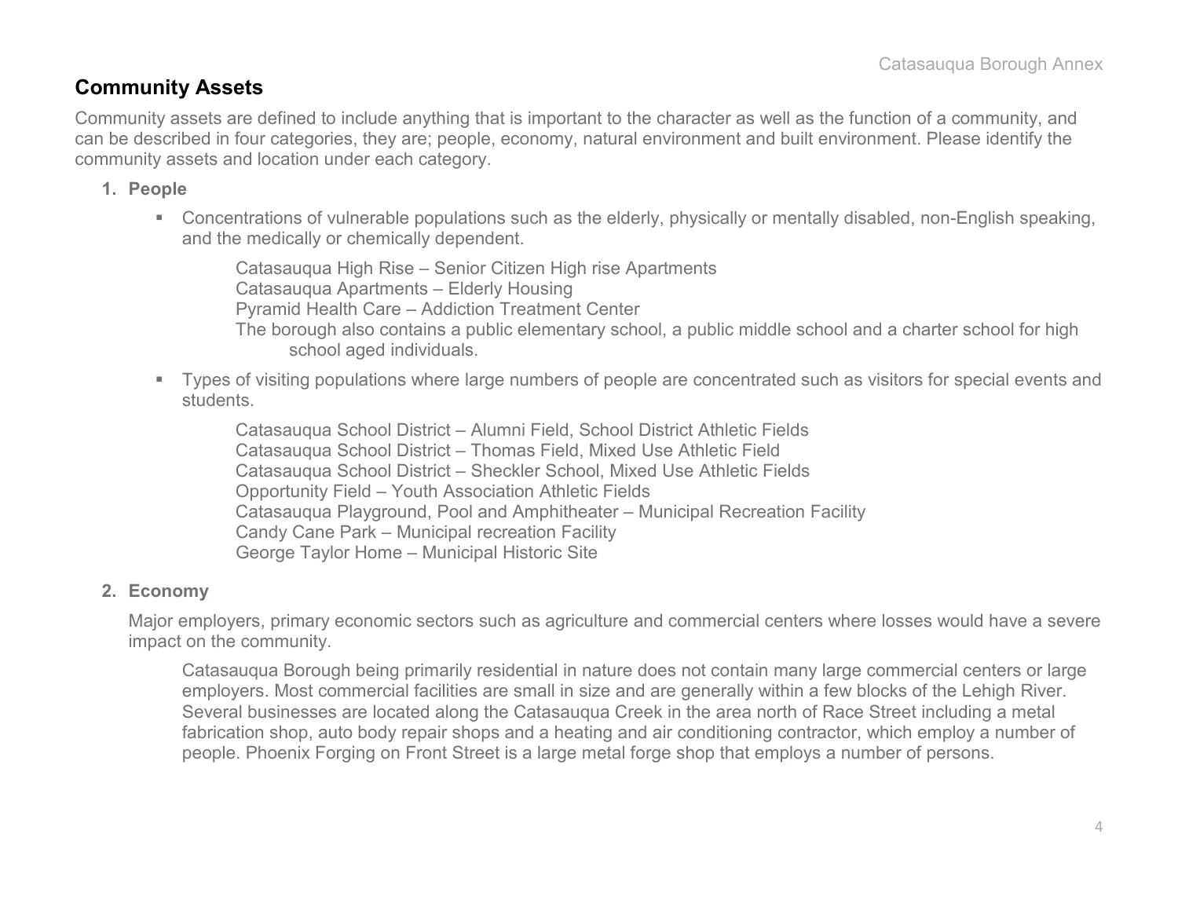## Community Assets

Community assets are defined to include anything that is important to the character as well as the function of a community, and can be described in four categories, they are; people, economy, natural environment and built environment. Please identify the community assets and location under each category.

1. **People**

   - Concentrations of vulnerable populations such as the elderly, physically or mentally disabled, non-English speaking, and the medically or chemically dependent.

     Catasauqua High Rise – Senior Citizen High rise Apartments
     Catasauqua Apartments – Elderly Housing
     Pyramid Health Care – Addiction Treatment Center
     The borough also contains a public elementary school, a public middle school and a charter school for high school aged individuals.

   - Types of visiting populations where large numbers of people are concentrated such as visitors for special events and students.

     Catasauqua School District – Alumni Field, School District Athletic Fields
     Catasauqua School District – Thomas Field, Mixed Use Athletic Field
     Catasauqua School District – Sheckler School, Mixed Use Athletic Fields
     Opportunity Field – Youth Association Athletic Fields
     Catasauqua Playground, Pool and Amphitheater – Municipal Recreation Facility
     Candy Cane Park – Municipal recreation Facility
     George Taylor Home – Municipal Historic Site

2. **Economy**

   Major employers, primary economic sectors such as agriculture and commercial centers where losses would have a severe impact on the community.

   Catasauqua Borough being primarily residential in nature does not contain many large commercial centers or large employers. Most commercial facilities are small in size and are generally within a few blocks of the Lehigh River. Several businesses are located along the Catasauqua Creek in the area north of Race Street including a metal fabrication shop, auto body repair shops and a heating and air conditioning contractor, which employ a number of people. Phoenix Forging on Front Street is a large metal forge shop that employs a number of persons.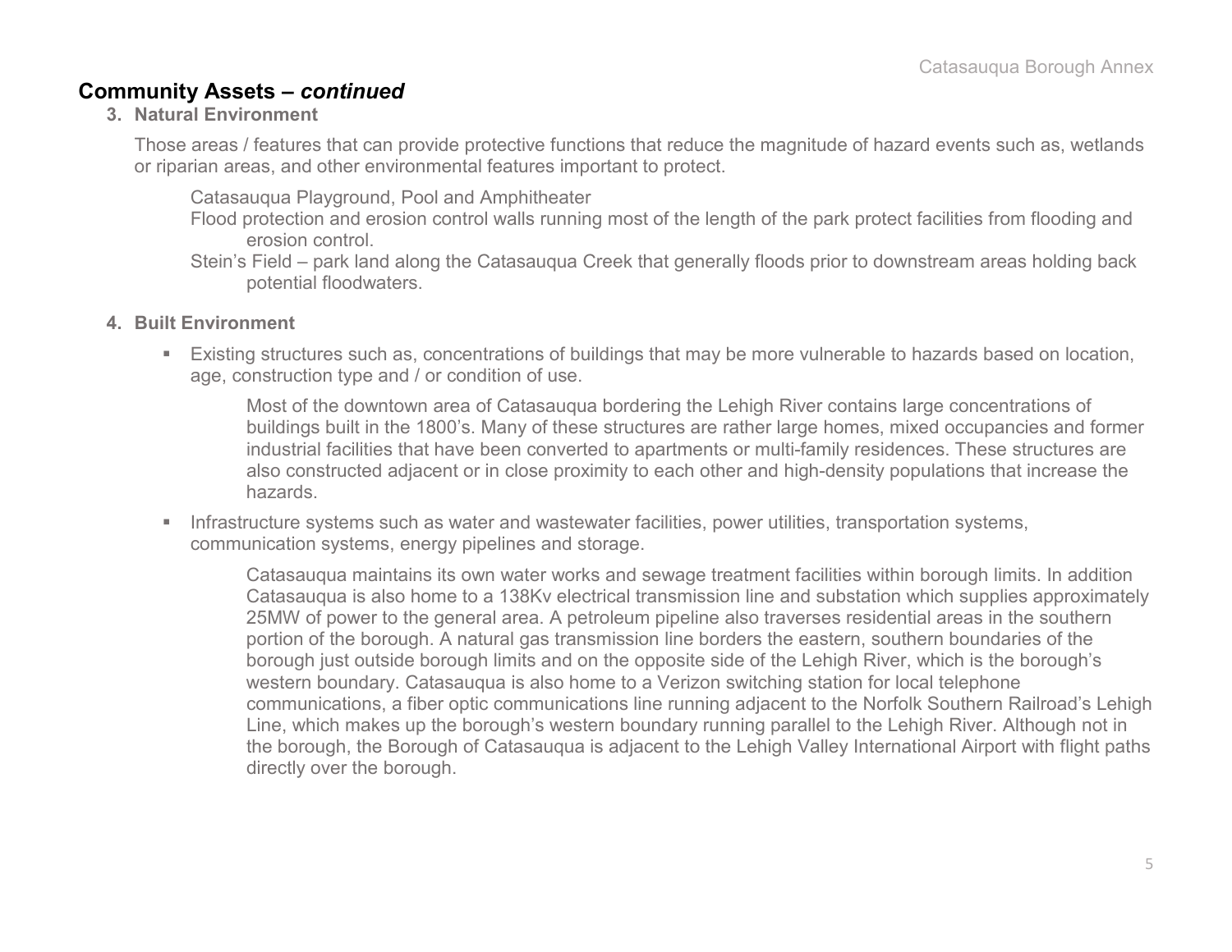## Community Assets – *continued*

**3. Natural Environment**

Those areas / features that can provide protective functions that reduce the magnitude of hazard events such as, wetlands or riparian areas, and other environmental features important to protect.

Catasauqua Playground, Pool and Amphitheater

Flood protection and erosion control walls running most of the length of the park protect facilities from flooding and erosion control.

Stein's Field – park land along the Catasauqua Creek that generally floods prior to downstream areas holding back potential floodwaters.

**4. Built Environment**

- Existing structures such as, concentrations of buildings that may be more vulnerable to hazards based on location, age, construction type and / or condition of use.

  Most of the downtown area of Catasauqua bordering the Lehigh River contains large concentrations of buildings built in the 1800's. Many of these structures are rather large homes, mixed occupancies and former industrial facilities that have been converted to apartments or multi-family residences. These structures are also constructed adjacent or in close proximity to each other and high-density populations that increase the hazards.

- Infrastructure systems such as water and wastewater facilities, power utilities, transportation systems, communication systems, energy pipelines and storage.

  Catasauqua maintains its own water works and sewage treatment facilities within borough limits. In addition Catasauqua is also home to a 138Kv electrical transmission line and substation which supplies approximately 25MW of power to the general area. A petroleum pipeline also traverses residential areas in the southern portion of the borough. A natural gas transmission line borders the eastern, southern boundaries of the borough just outside borough limits and on the opposite side of the Lehigh River, which is the borough's western boundary. Catasauqua is also home to a Verizon switching station for local telephone communications, a fiber optic communications line running adjacent to the Norfolk Southern Railroad's Lehigh Line, which makes up the borough's western boundary running parallel to the Lehigh River. Although not in the borough, the Borough of Catasauqua is adjacent to the Lehigh Valley International Airport with flight paths directly over the borough.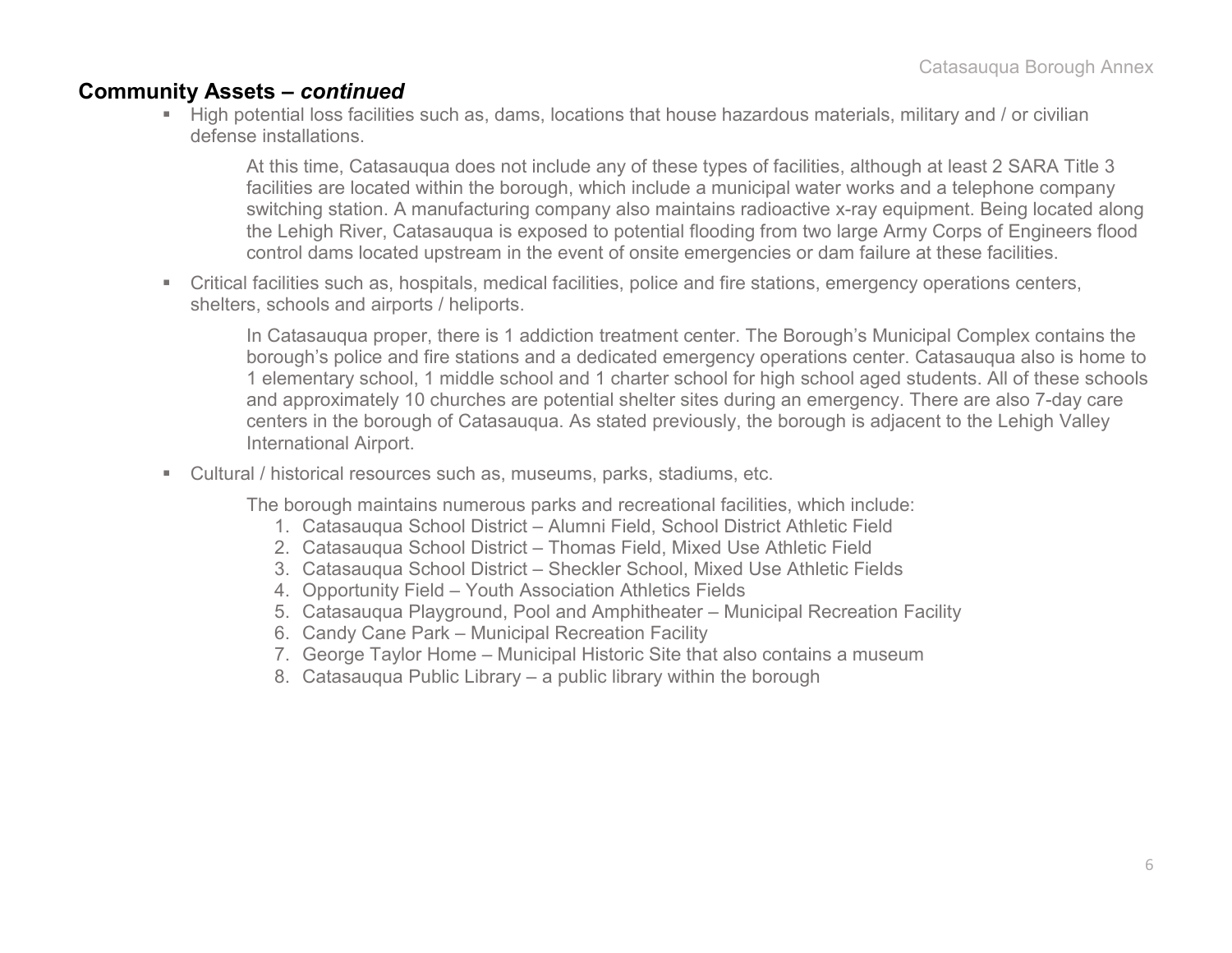## Community Assets – *continued*

- High potential loss facilities such as, dams, locations that house hazardous materials, military and / or civilian defense installations.

  At this time, Catasauqua does not include any of these types of facilities, although at least 2 SARA Title 3 facilities are located within the borough, which include a municipal water works and a telephone company switching station. A manufacturing company also maintains radioactive x-ray equipment. Being located along the Lehigh River, Catasauqua is exposed to potential flooding from two large Army Corps of Engineers flood control dams located upstream in the event of onsite emergencies or dam failure at these facilities.

- Critical facilities such as, hospitals, medical facilities, police and fire stations, emergency operations centers, shelters, schools and airports / heliports.

  In Catasauqua proper, there is 1 addiction treatment center. The Borough's Municipal Complex contains the borough's police and fire stations and a dedicated emergency operations center. Catasauqua also is home to 1 elementary school, 1 middle school and 1 charter school for high school aged students. All of these schools and approximately 10 churches are potential shelter sites during an emergency. There are also 7-day care centers in the borough of Catasauqua. As stated previously, the borough is adjacent to the Lehigh Valley International Airport.

- Cultural / historical resources such as, museums, parks, stadiums, etc.

  The borough maintains numerous parks and recreational facilities, which include:

  1. Catasauqua School District – Alumni Field, School District Athletic Field
  2. Catasauqua School District – Thomas Field, Mixed Use Athletic Field
  3. Catasauqua School District – Sheckler School, Mixed Use Athletic Fields
  4. Opportunity Field – Youth Association Athletics Fields
  5. Catasauqua Playground, Pool and Amphitheater – Municipal Recreation Facility
  6. Candy Cane Park – Municipal Recreation Facility
  7. George Taylor Home – Municipal Historic Site that also contains a museum
  8. Catasauqua Public Library – a public library within the borough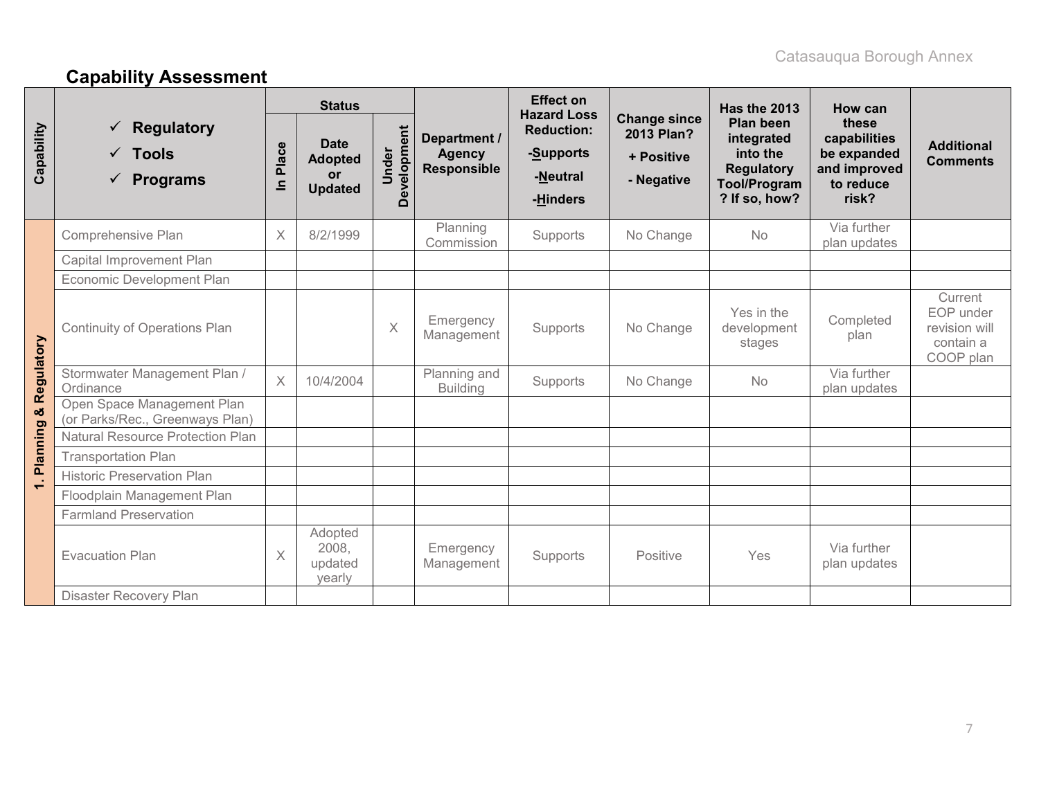## Capability Assessment

| Capability | ✓ Regulatory<br>✓ Tools<br>✓ Programs | Status | | | Department / Agency Responsible | Effect on Hazard Loss Reduction: -Supports -Neutral -Hinders | Change since 2013 Plan? + Positive - Negative | Has the 2013 Plan been integrated into the Regulatory Tool/Program? If so, how? | How can these capabilities be expanded and improved to reduce risk? | Additional Comments |
|---|---|---|---|---|---|---|---|---|---|---|
| | | In Place | Date Adopted or Updated | Under Development | | | | | | |
| 1. Planning & Regulatory | Comprehensive Plan | X | 8/2/1999 | | Planning Commission | Supports | No Change | No | Via further plan updates | |
| | Capital Improvement Plan | | | | | | | | | |
| | Economic Development Plan | | | | | | | | | |
| | Continuity of Operations Plan | | | X | Emergency Management | Supports | No Change | Yes in the development stages | Completed plan | Current EOP under revision will contain a COOP plan |
| | Stormwater Management Plan / Ordinance | X | 10/4/2004 | | Planning and Building | Supports | No Change | No | Via further plan updates | |
| | Open Space Management Plan (or Parks/Rec., Greenways Plan) | | | | | | | | | |
| | Natural Resource Protection Plan | | | | | | | | | |
| | Transportation Plan | | | | | | | | | |
| | Historic Preservation Plan | | | | | | | | | |
| | Floodplain Management Plan | | | | | | | | | |
| | Farmland Preservation | | | | | | | | | |
| | Evacuation Plan | X | Adopted 2008, updated yearly | | Emergency Management | Supports | Positive | Yes | Via further plan updates | |
| | Disaster Recovery Plan | | | | | | | | | |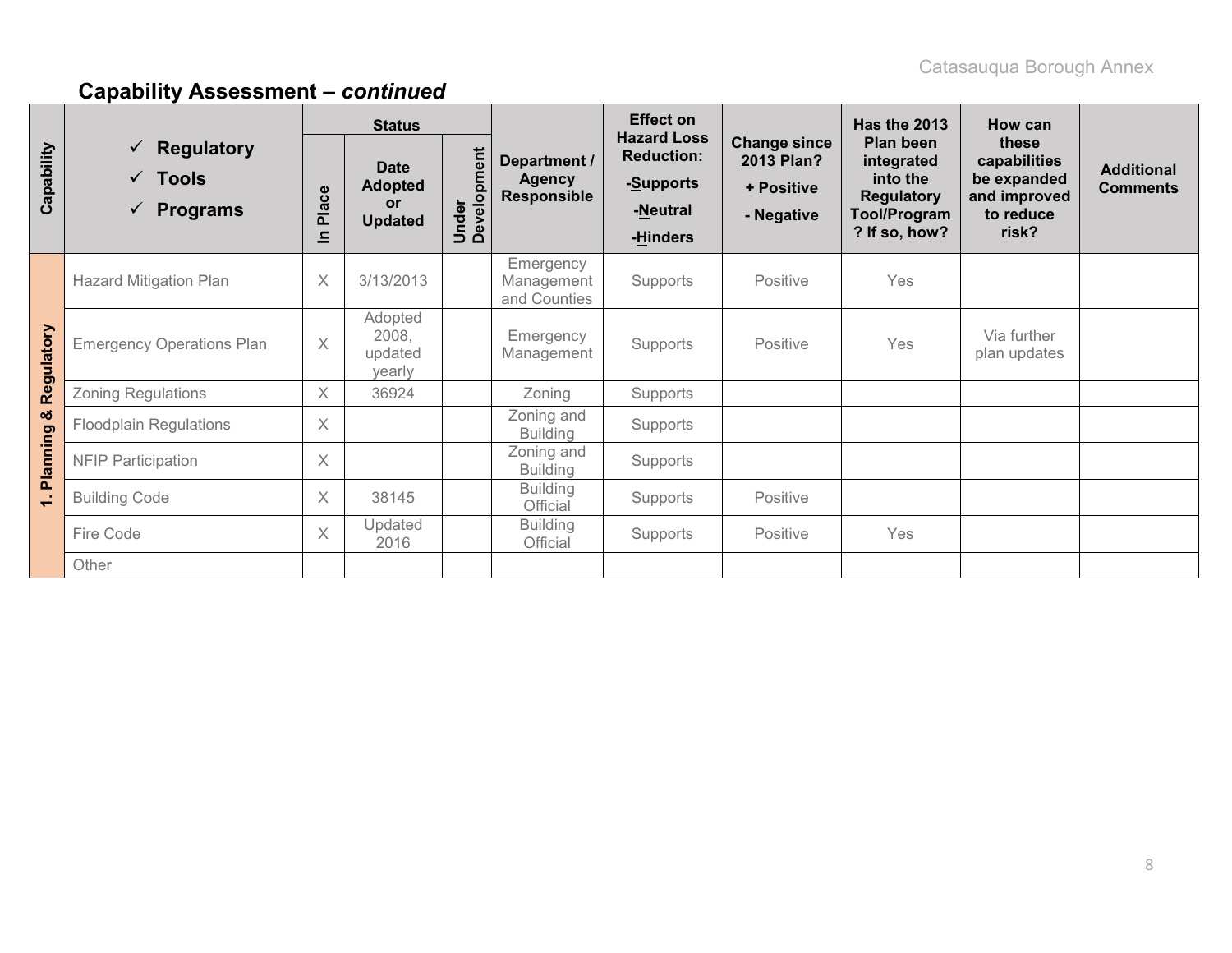## Capability Assessment – *continued*

| Capability | ✓ Regulatory ✓ Tools ✓ Programs | Status | | | Department / Agency Responsible | Effect on Hazard Loss Reduction: -Supports -Neutral -Hinders | Change since 2013 Plan? + Positive - Negative | Has the 2013 Plan been integrated into the Regulatory Tool/Program? If so, how? | How can these capabilities be expanded and improved to reduce risk? | Additional Comments |
|---|---|---|---|---|---|---|---|---|---|---|
| | | In Place | Date Adopted or Updated | Under Development | | | | | | |
| 1. Planning & Regulatory | Hazard Mitigation Plan | X | 3/13/2013 | | Emergency Management and Counties | Supports | Positive | Yes | | |
| | Emergency Operations Plan | X | Adopted 2008, updated yearly | | Emergency Management | Supports | Positive | Yes | Via further plan updates | |
| | Zoning Regulations | X | 36924 | | Zoning | Supports | | | | |
| | Floodplain Regulations | X | | | Zoning and Building | Supports | | | | |
| | NFIP Participation | X | | | Zoning and Building | Supports | | | | |
| | Building Code | X | 38145 | | Building Official | Supports | Positive | | | |
| | Fire Code | X | Updated 2016 | | Building Official | Supports | Positive | Yes | | |
| | Other | | | | | | | | | |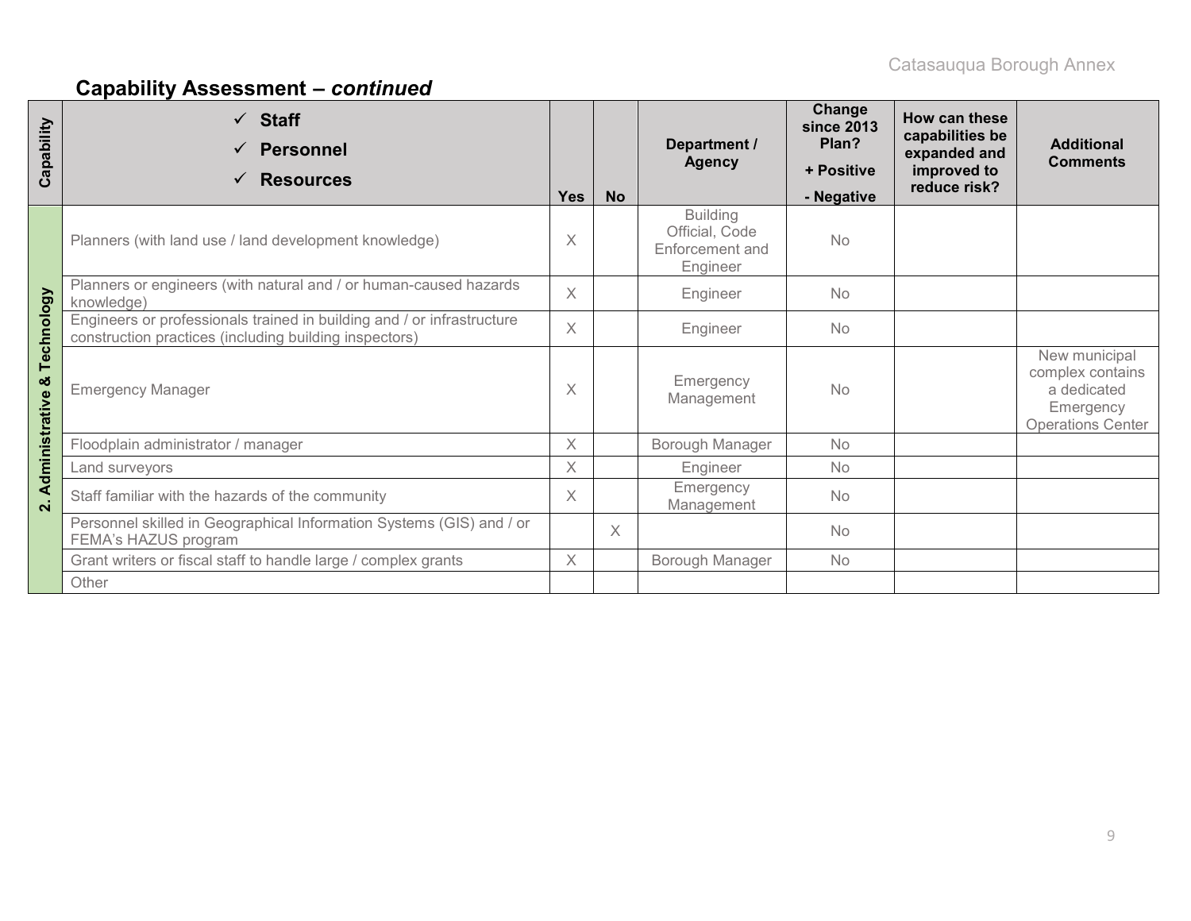## Capability Assessment – *continued*

| Capability | ✓ Staff ✓ Personnel ✓ Resources | Yes | No | Department / Agency | Change since 2013 Plan? + Positive - Negative | How can these capabilities be expanded and improved to reduce risk? | Additional Comments |
|---|---|---|---|---|---|---|---|
| 2. Administrative & Technology | Planners (with land use / land development knowledge) | X | | Building Official, Code Enforcement and Engineer | No | | |
| | Planners or engineers (with natural and / or human-caused hazards knowledge) | X | | Engineer | No | | |
| | Engineers or professionals trained in building and / or infrastructure construction practices (including building inspectors) | X | | Engineer | No | | |
| | Emergency Manager | X | | Emergency Management | No | | New municipal complex contains a dedicated Emergency Operations Center |
| | Floodplain administrator / manager | X | | Borough Manager | No | | |
| | Land surveyors | X | | Engineer | No | | |
| | Staff familiar with the hazards of the community | X | | Emergency Management | No | | |
| | Personnel skilled in Geographical Information Systems (GIS) and / or FEMA's HAZUS program | | X | | No | | |
| | Grant writers or fiscal staff to handle large / complex grants | X | | Borough Manager | No | | |
| | Other | | | | | | |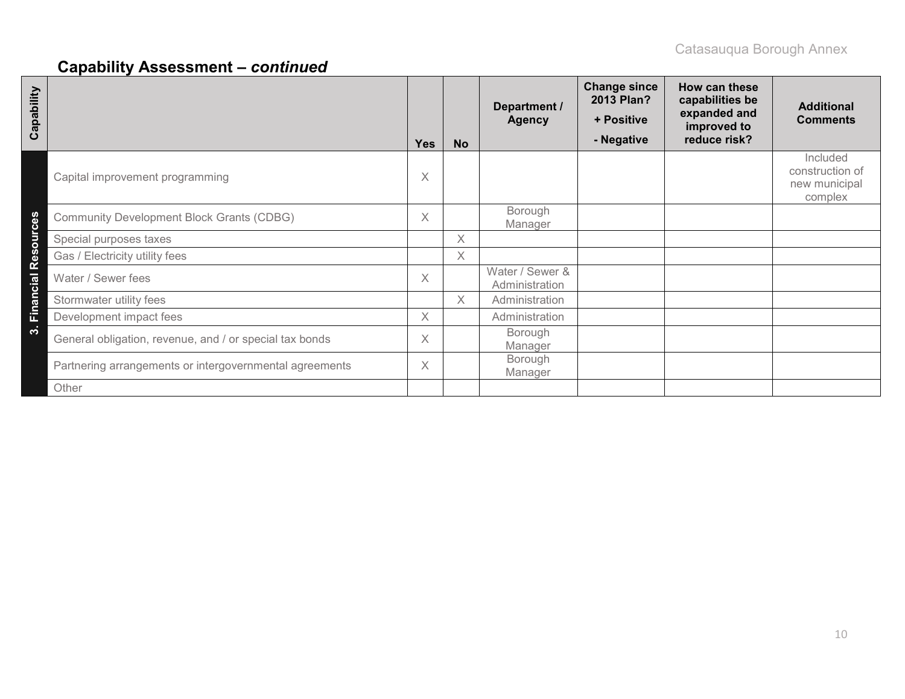## Capability Assessment – *continued*

| Capability | | Yes | No | Department / Agency | Change since 2013 Plan? + Positive - Negative | How can these capabilities be expanded and improved to reduce risk? | Additional Comments |
|---|---|---|---|---|---|---|---|
| 3. Financial Resources | Capital improvement programming | X | | | | | Included construction of new municipal complex |
| | Community Development Block Grants (CDBG) | X | | Borough Manager | | | |
| | Special purposes taxes | | X | | | | |
| | Gas / Electricity utility fees | | X | | | | |
| | Water / Sewer fees | X | | Water / Sewer & Administration | | | |
| | Stormwater utility fees | | X | Administration | | | |
| | Development impact fees | X | | Administration | | | |
| | General obligation, revenue, and / or special tax bonds | X | | Borough Manager | | | |
| | Partnering arrangements or intergovernmental agreements | X | | Borough Manager | | | |
| | Other | | | | | | |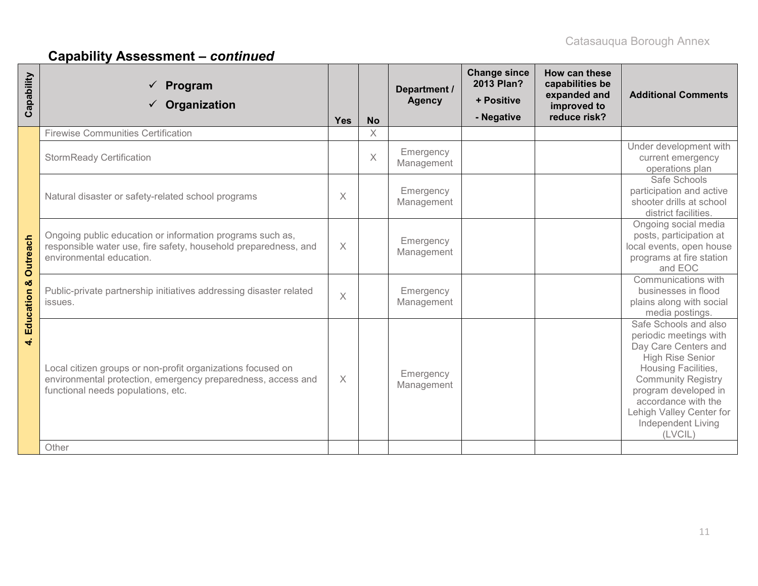## Capability Assessment – *continued*

| Capability | ✓ Program<br>✓ Organization | Yes | No | Department / Agency | Change since 2013 Plan?<br>+ Positive<br>- Negative | How can these capabilities be expanded and improved to reduce risk? | Additional Comments |
|---|---|---|---|---|---|---|---|
| 4. Education & Outreach | Firewise Communities Certification | | X | | | | |
| | StormReady Certification | | X | Emergency Management | | | Under development with current emergency operations plan |
| | Natural disaster or safety-related school programs | X | | Emergency Management | | | Safe Schools participation and active shooter drills at school district facilities. |
| | Ongoing public education or information programs such as, responsible water use, fire safety, household preparedness, and environmental education. | X | | Emergency Management | | | Ongoing social media posts, participation at local events, open house programs at fire station and EOC |
| | Public-private partnership initiatives addressing disaster related issues. | X | | Emergency Management | | | Communications with businesses in flood plains along with social media postings. |
| | Local citizen groups or non-profit organizations focused on environmental protection, emergency preparedness, access and functional needs populations, etc. | X | | Emergency Management | | | Safe Schools and also periodic meetings with Day Care Centers and High Rise Senior Housing Facilities, Community Registry program developed in accordance with the Lehigh Valley Center for Independent Living (LVCIL) |
| | Other | | | | | | |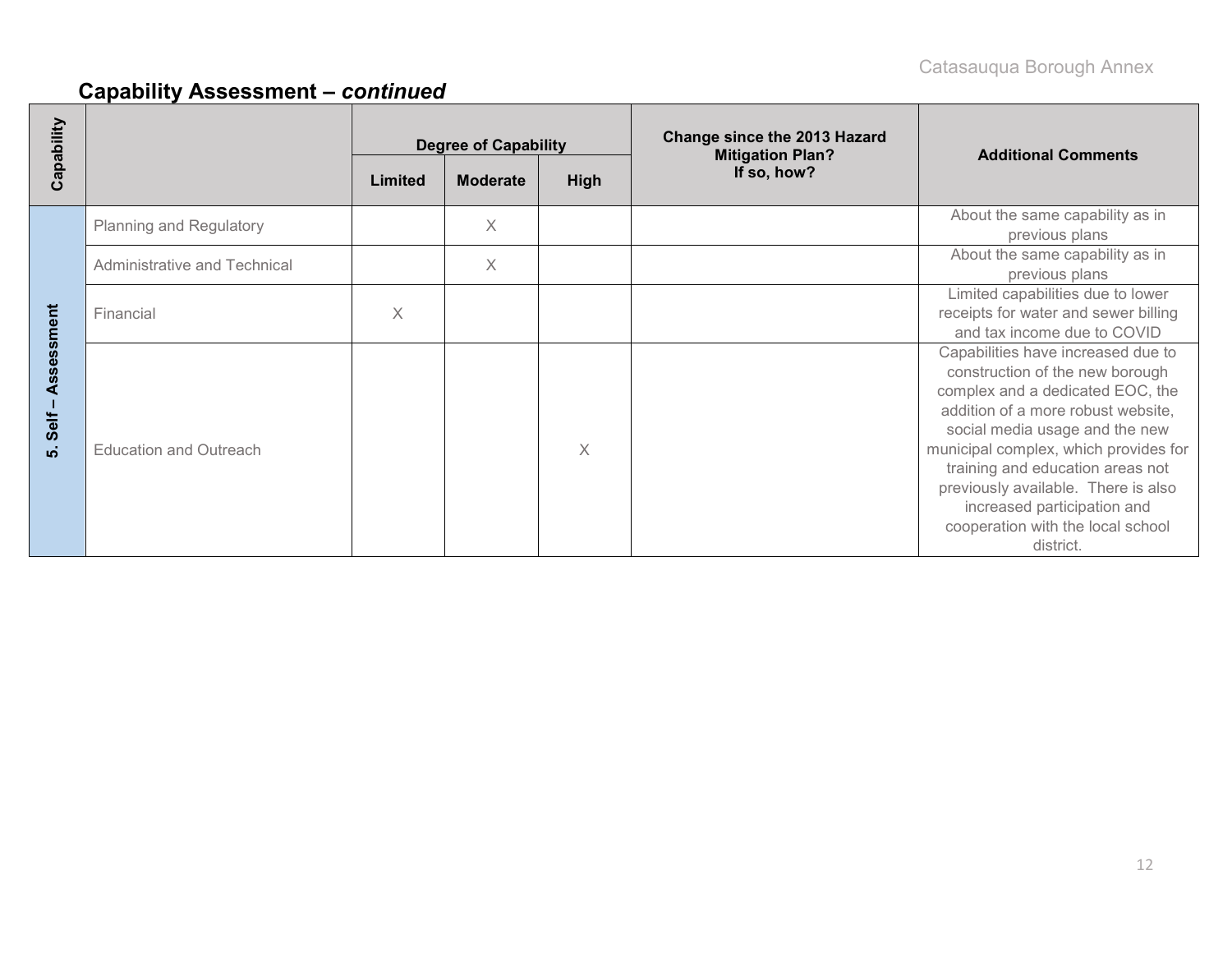## Capability Assessment – *continued*

| Capability | | Degree of Capability | | | Change since the 2013 Hazard Mitigation Plan? If so, how? | Additional Comments |
|---|---|---|---|---|---|---|
| | | Limited | Moderate | High | | |
| 5. Self – Assessment | Planning and Regulatory | | X | | | About the same capability as in previous plans |
| | Administrative and Technical | | X | | | About the same capability as in previous plans |
| | Financial | X | | | | Limited capabilities due to lower receipts for water and sewer billing and tax income due to COVID |
| | Education and Outreach | | | X | | Capabilities have increased due to construction of the new borough complex and a dedicated EOC, the addition of a more robust website, social media usage and the new municipal complex, which provides for training and education areas not previously available. There is also increased participation and cooperation with the local school district. |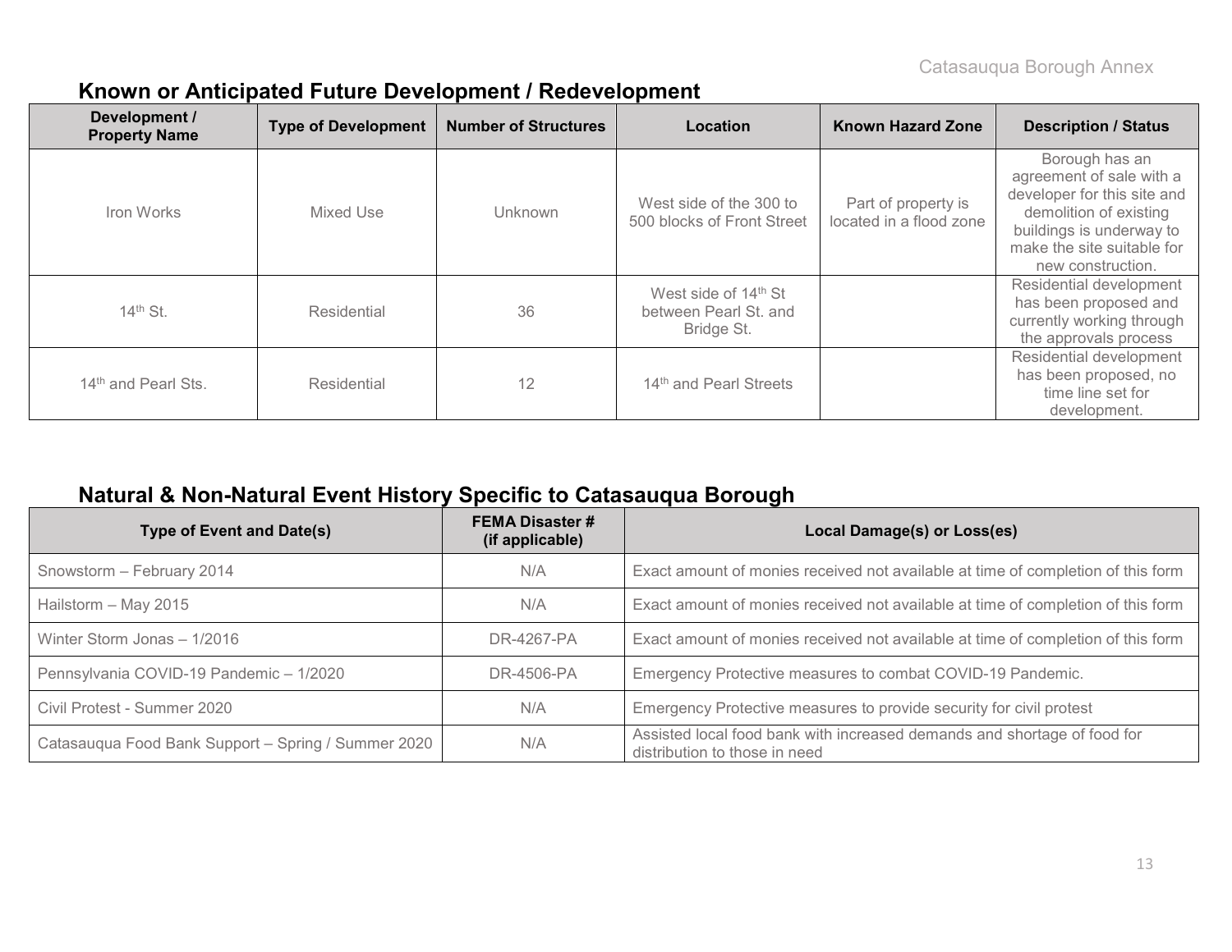## Known or Anticipated Future Development / Redevelopment

| Development / Property Name | Type of Development | Number of Structures | Location | Known Hazard Zone | Description / Status |
|---|---|---|---|---|---|
| Iron Works | Mixed Use | Unknown | West side of the 300 to 500 blocks of Front Street | Part of property is located in a flood zone | Borough has an agreement of sale with a developer for this site and demolition of existing buildings is underway to make the site suitable for new construction. |
| 14th St. | Residential | 36 | West side of 14th St between Pearl St. and Bridge St. | | Residential development has been proposed and currently working through the approvals process |
| 14th and Pearl Sts. | Residential | 12 | 14th and Pearl Streets | | Residential development has been proposed, no time line set for development. |

## Natural & Non-Natural Event History Specific to Catasauqua Borough

| Type of Event and Date(s) | FEMA Disaster # (if applicable) | Local Damage(s) or Loss(es) |
|---|---|---|
| Snowstorm – February 2014 | N/A | Exact amount of monies received not available at time of completion of this form |
| Hailstorm – May 2015 | N/A | Exact amount of monies received not available at time of completion of this form |
| Winter Storm Jonas – 1/2016 | DR-4267-PA | Exact amount of monies received not available at time of completion of this form |
| Pennsylvania COVID-19 Pandemic – 1/2020 | DR-4506-PA | Emergency Protective measures to combat COVID-19 Pandemic. |
| Civil Protest - Summer 2020 | N/A | Emergency Protective measures to provide security for civil protest |
| Catasauqua Food Bank Support – Spring / Summer 2020 | N/A | Assisted local food bank with increased demands and shortage of food for distribution to those in need |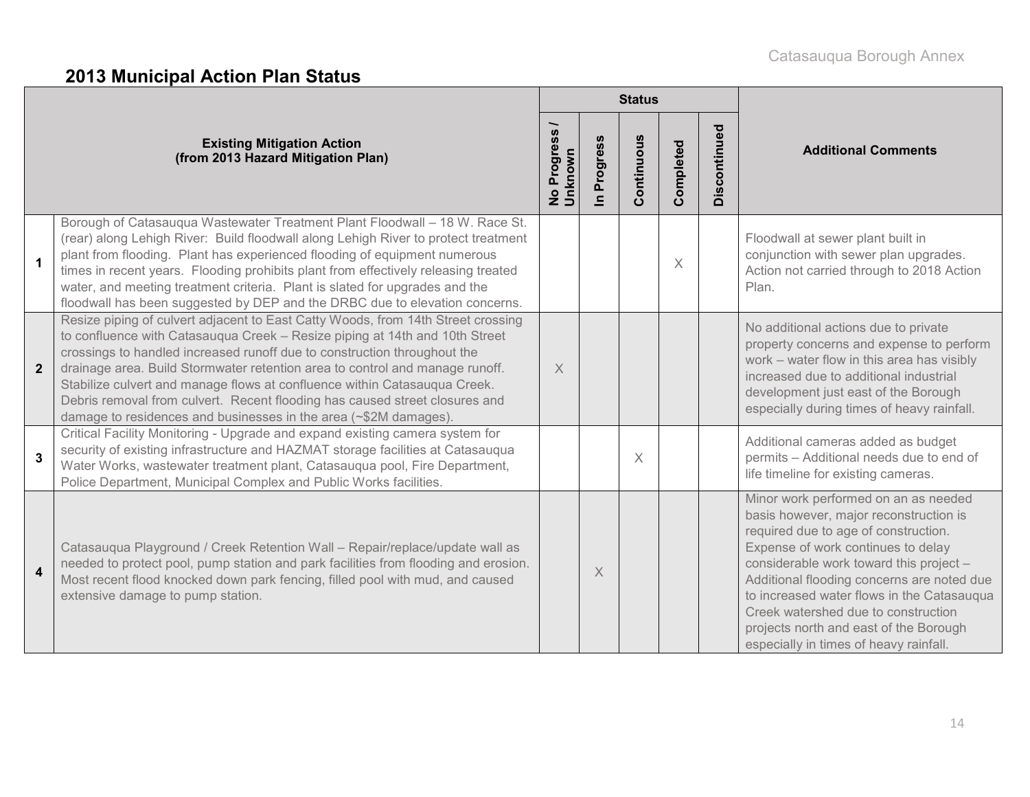## 2013 Municipal Action Plan Status

| | Existing Mitigation Action (from 2013 Hazard Mitigation Plan) | Status | | | | | Additional Comments |
|---|---|---|---|---|---|---|---|
| | | No Progress / Unknown | In Progress | Continuous | Completed | Discontinued | |
| 1 | Borough of Catasauqua Wastewater Treatment Plant Floodwall – 18 W. Race St. (rear) along Lehigh River: Build floodwall along Lehigh River to protect treatment plant from flooding. Plant has experienced flooding of equipment numerous times in recent years. Flooding prohibits plant from effectively releasing treated water, and meeting treatment criteria. Plant is slated for upgrades and the floodwall has been suggested by DEP and the DRBC due to elevation concerns. | | | | X | | Floodwall at sewer plant built in conjunction with sewer plan upgrades. Action not carried through to 2018 Action Plan. |
| 2 | Resize piping of culvert adjacent to East Catty Woods, from 14th Street crossing to confluence with Catasauqua Creek – Resize piping at 14th and 10th Street crossings to handled increased runoff due to construction throughout the drainage area. Build Stormwater retention area to control and manage runoff. Stabilize culvert and manage flows at confluence within Catasauqua Creek. Debris removal from culvert. Recent flooding has caused street closures and damage to residences and businesses in the area (~$2M damages). | X | | | | | No additional actions due to private property concerns and expense to perform work – water flow in this area has visibly increased due to additional industrial development just east of the Borough especially during times of heavy rainfall. |
| 3 | Critical Facility Monitoring - Upgrade and expand existing camera system for security of existing infrastructure and HAZMAT storage facilities at Catasauqua Water Works, wastewater treatment plant, Catasauqua pool, Fire Department, Police Department, Municipal Complex and Public Works facilities. | | | X | | | Additional cameras added as budget permits – Additional needs due to end of life timeline for existing cameras. |
| 4 | Catasauqua Playground / Creek Retention Wall – Repair/replace/update wall as needed to protect pool, pump station and park facilities from flooding and erosion. Most recent flood knocked down park fencing, filled pool with mud, and caused extensive damage to pump station. | | X | | | | Minor work performed on an as needed basis however, major reconstruction is required due to age of construction. Expense of work continues to delay considerable work toward this project – Additional flooding concerns are noted due to increased water flows in the Catasauqua Creek watershed due to construction projects north and east of the Borough especially in times of heavy rainfall. |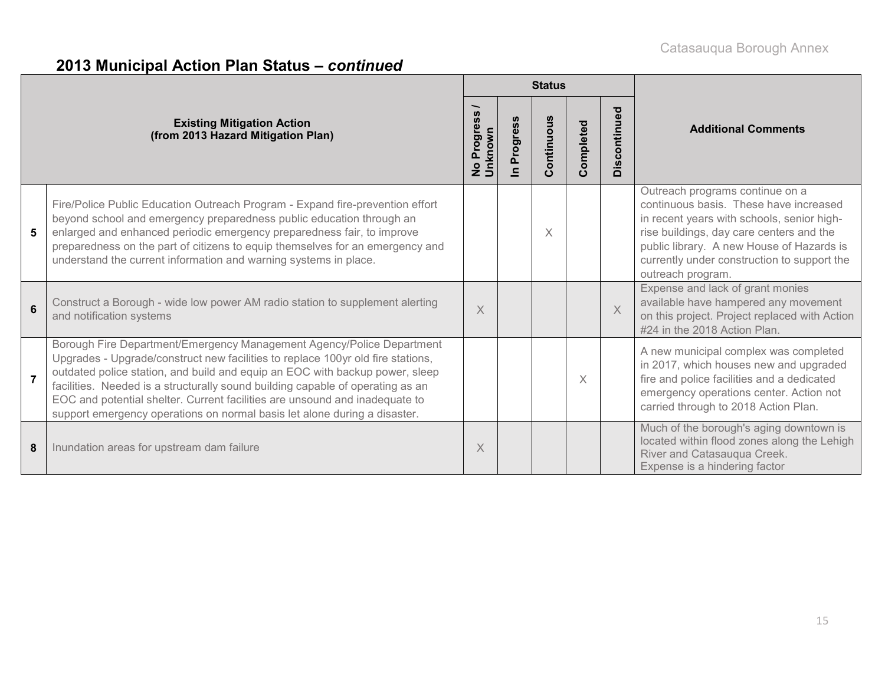## 2013 Municipal Action Plan Status – *continued*

| | Existing Mitigation Action (from 2013 Hazard Mitigation Plan) | Status | | | | | Additional Comments |
|---|---|---|---|---|---|---|---|
| | | No Progress / Unknown | In Progress | Continuous | Completed | Discontinued | |
| 5 | Fire/Police Public Education Outreach Program - Expand fire-prevention effort beyond school and emergency preparedness public education through an enlarged and enhanced periodic emergency preparedness fair, to improve preparedness on the part of citizens to equip themselves for an emergency and understand the current information and warning systems in place. | | | X | | | Outreach programs continue on a continuous basis. These have increased in recent years with schools, senior high-rise buildings, day care centers and the public library. A new House of Hazards is currently under construction to support the outreach program. |
| 6 | Construct a Borough - wide low power AM radio station to supplement alerting and notification systems | X | | | | X | Expense and lack of grant monies available have hampered any movement on this project. Project replaced with Action #24 in the 2018 Action Plan. |
| 7 | Borough Fire Department/Emergency Management Agency/Police Department Upgrades - Upgrade/construct new facilities to replace 100yr old fire stations, outdated police station, and build and equip an EOC with backup power, sleep facilities. Needed is a structurally sound building capable of operating as an EOC and potential shelter. Current facilities are unsound and inadequate to support emergency operations on normal basis let alone during a disaster. | | | | X | | A new municipal complex was completed in 2017, which houses new and upgraded fire and police facilities and a dedicated emergency operations center. Action not carried through to 2018 Action Plan. |
| 8 | Inundation areas for upstream dam failure | X | | | | | Much of the borough's aging downtown is located within flood zones along the Lehigh River and Catasauqua Creek. Expense is a hindering factor |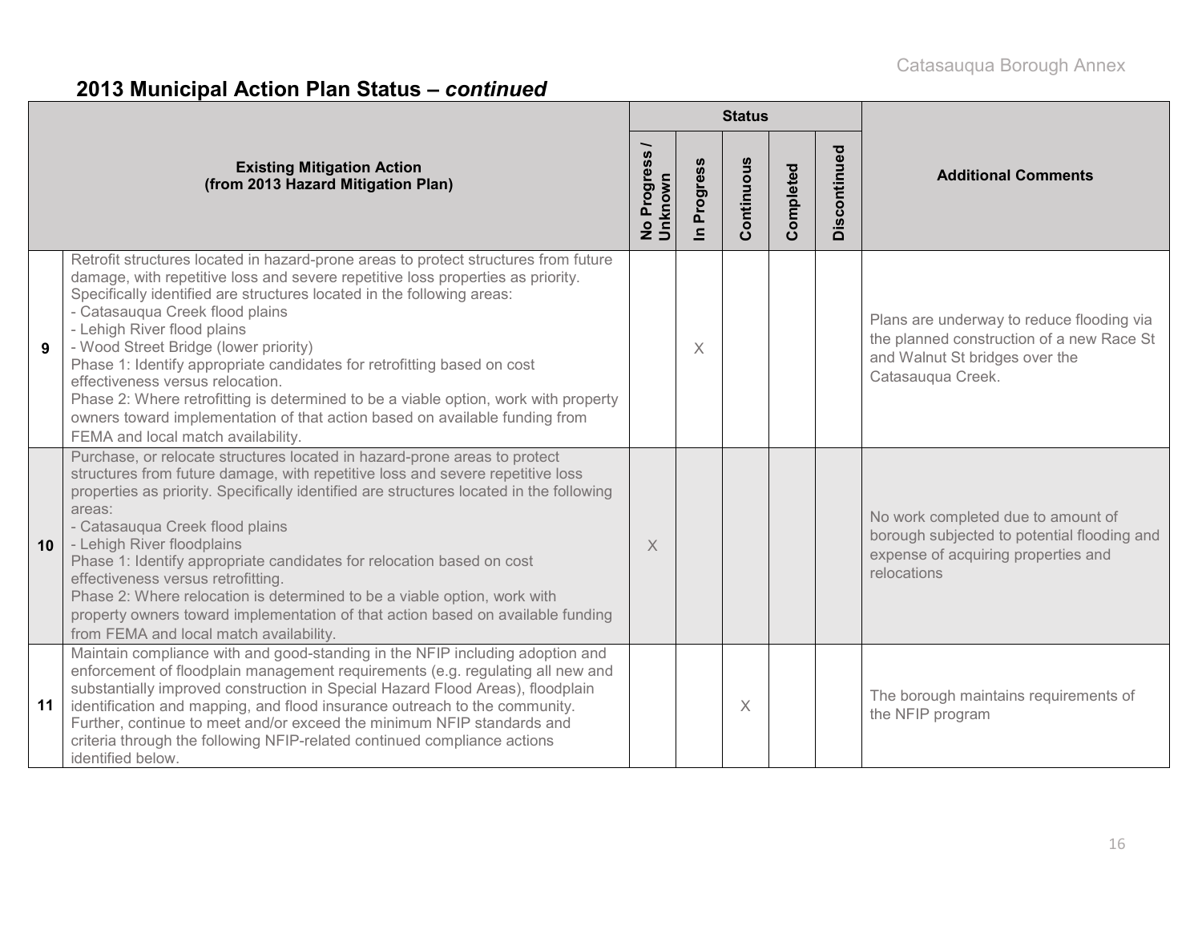## 2013 Municipal Action Plan Status – *continued*

| # | Existing Mitigation Action (from 2013 Hazard Mitigation Plan) | Status | | | | | Additional Comments |
|---|---|---|---|---|---|---|---|
| | | No Progress / Unknown | In Progress | Continuous | Completed | Discontinued | |
| 9 | Retrofit structures located in hazard-prone areas to protect structures from future damage, with repetitive loss and severe repetitive loss properties as priority. Specifically identified are structures located in the following areas:<br>- Catasauqua Creek flood plains<br>- Lehigh River flood plains<br>- Wood Street Bridge (lower priority)<br>Phase 1: Identify appropriate candidates for retrofitting based on cost effectiveness versus relocation.<br>Phase 2: Where retrofitting is determined to be a viable option, work with property owners toward implementation of that action based on available funding from FEMA and local match availability. | | X | | | | Plans are underway to reduce flooding via the planned construction of a new Race St and Walnut St bridges over the Catasauqua Creek. |
| 10 | Purchase, or relocate structures located in hazard-prone areas to protect structures from future damage, with repetitive loss and severe repetitive loss properties as priority. Specifically identified are structures located in the following areas:<br>- Catasauqua Creek flood plains<br>- Lehigh River floodplains<br>Phase 1: Identify appropriate candidates for relocation based on cost effectiveness versus retrofitting.<br>Phase 2: Where relocation is determined to be a viable option, work with property owners toward implementation of that action based on available funding from FEMA and local match availability. | X | | | | | No work completed due to amount of borough subjected to potential flooding and expense of acquiring properties and relocations |
| 11 | Maintain compliance with and good-standing in the NFIP including adoption and enforcement of floodplain management requirements (e.g. regulating all new and substantially improved construction in Special Hazard Flood Areas), floodplain identification and mapping, and flood insurance outreach to the community. Further, continue to meet and/or exceed the minimum NFIP standards and criteria through the following NFIP-related continued compliance actions identified below. | | | X | | | The borough maintains requirements of the NFIP program |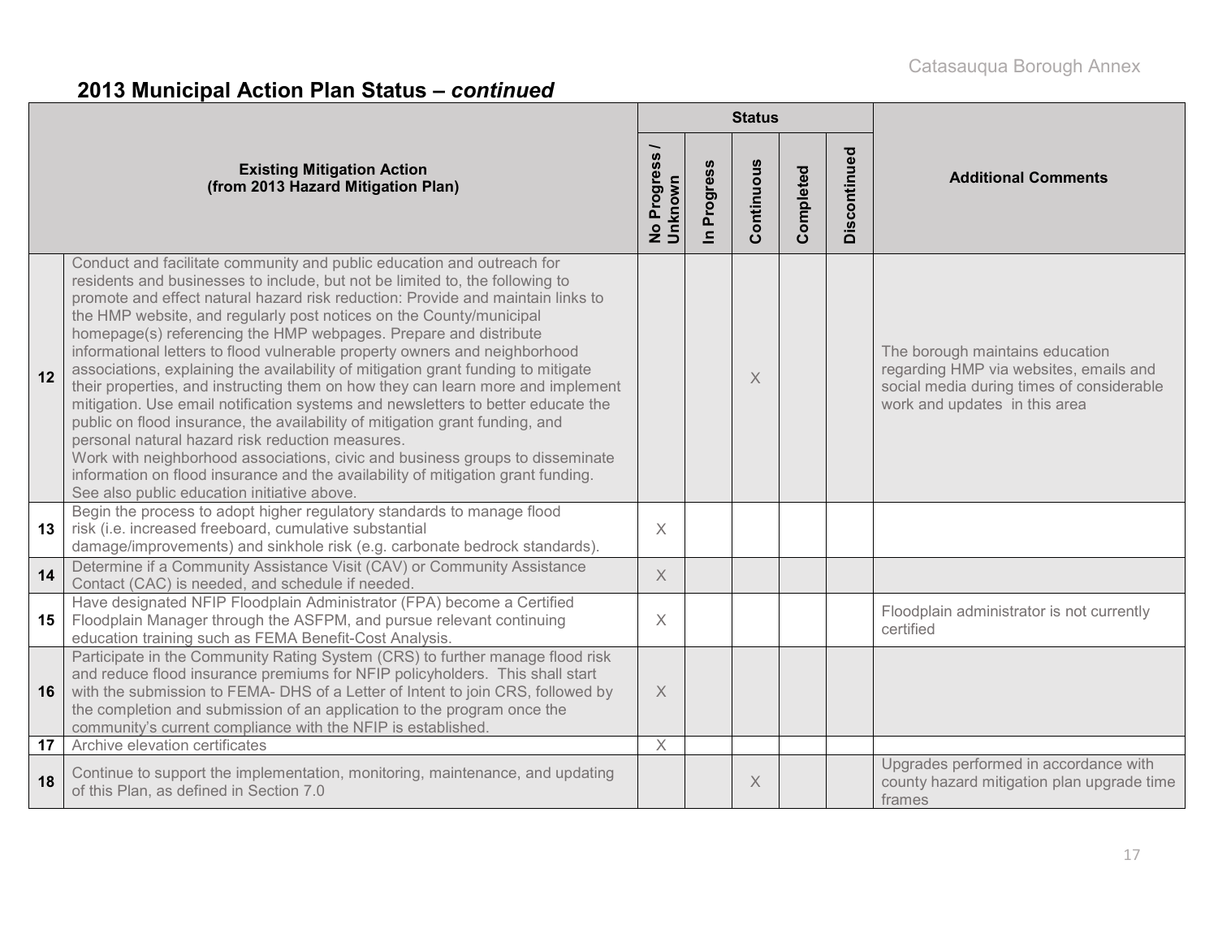## 2013 Municipal Action Plan Status – *continued*

| | Existing Mitigation Action (from 2013 Hazard Mitigation Plan) | Status | | | | | Additional Comments |
|---|---|---|---|---|---|---|---|
| | | No Progress / Unknown | In Progress | Continuous | Completed | Discontinued | |
| 12 | Conduct and facilitate community and public education and outreach for residents and businesses to include, but not be limited to, the following to promote and effect natural hazard risk reduction: Provide and maintain links to the HMP website, and regularly post notices on the County/municipal homepage(s) referencing the HMP webpages. Prepare and distribute informational letters to flood vulnerable property owners and neighborhood associations, explaining the availability of mitigation grant funding to mitigate their properties, and instructing them on how they can learn more and implement mitigation. Use email notification systems and newsletters to better educate the public on flood insurance, the availability of mitigation grant funding, and personal natural hazard risk reduction measures. Work with neighborhood associations, civic and business groups to disseminate information on flood insurance and the availability of mitigation grant funding. See also public education initiative above. | | | X | | | The borough maintains education regarding HMP via websites, emails and social media during times of considerable work and updates in this area |
| 13 | Begin the process to adopt higher regulatory standards to manage flood risk (i.e. increased freeboard, cumulative substantial damage/improvements) and sinkhole risk (e.g. carbonate bedrock standards). | X | | | | | |
| 14 | Determine if a Community Assistance Visit (CAV) or Community Assistance Contact (CAC) is needed, and schedule if needed. | X | | | | | |
| 15 | Have designated NFIP Floodplain Administrator (FPA) become a Certified Floodplain Manager through the ASFPM, and pursue relevant continuing education training such as FEMA Benefit-Cost Analysis. | X | | | | | Floodplain administrator is not currently certified |
| 16 | Participate in the Community Rating System (CRS) to further manage flood risk and reduce flood insurance premiums for NFIP policyholders. This shall start with the submission to FEMA- DHS of a Letter of Intent to join CRS, followed by the completion and submission of an application to the program once the community's current compliance with the NFIP is established. | X | | | | | |
| 17 | Archive elevation certificates | X | | | | | |
| 18 | Continue to support the implementation, monitoring, maintenance, and updating of this Plan, as defined in Section 7.0 | | | X | | | Upgrades performed in accordance with county hazard mitigation plan upgrade time frames |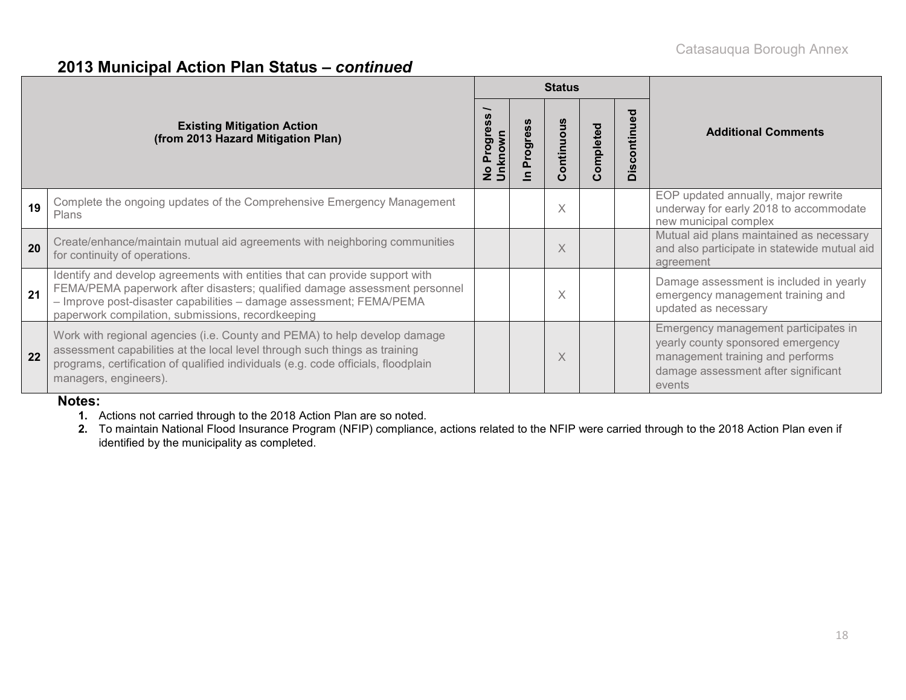## 2013 Municipal Action Plan Status – *continued*

| | Existing Mitigation Action (from 2013 Hazard Mitigation Plan) | Status | | | | | Additional Comments |
|---|---|---|---|---|---|---|---|
| | | No Progress / Unknown | In Progress | Continuous | Completed | Discontinued | |
| 19 | Complete the ongoing updates of the Comprehensive Emergency Management Plans | | | X | | | EOP updated annually, major rewrite underway for early 2018 to accommodate new municipal complex |
| 20 | Create/enhance/maintain mutual aid agreements with neighboring communities for continuity of operations. | | | X | | | Mutual aid plans maintained as necessary and also participate in statewide mutual aid agreement |
| 21 | Identify and develop agreements with entities that can provide support with FEMA/PEMA paperwork after disasters; qualified damage assessment personnel – Improve post-disaster capabilities – damage assessment; FEMA/PEMA paperwork compilation, submissions, recordkeeping | | | X | | | Damage assessment is included in yearly emergency management training and updated as necessary |
| 22 | Work with regional agencies (i.e. County and PEMA) to help develop damage assessment capabilities at the local level through such things as training programs, certification of qualified individuals (e.g. code officials, floodplain managers, engineers). | | | X | | | Emergency management participates in yearly county sponsored emergency management training and performs damage assessment after significant events |

**Notes:**

1. Actions not carried through to the 2018 Action Plan are so noted.
2. To maintain National Flood Insurance Program (NFIP) compliance, actions related to the NFIP were carried through to the 2018 Action Plan even if identified by the municipality as completed.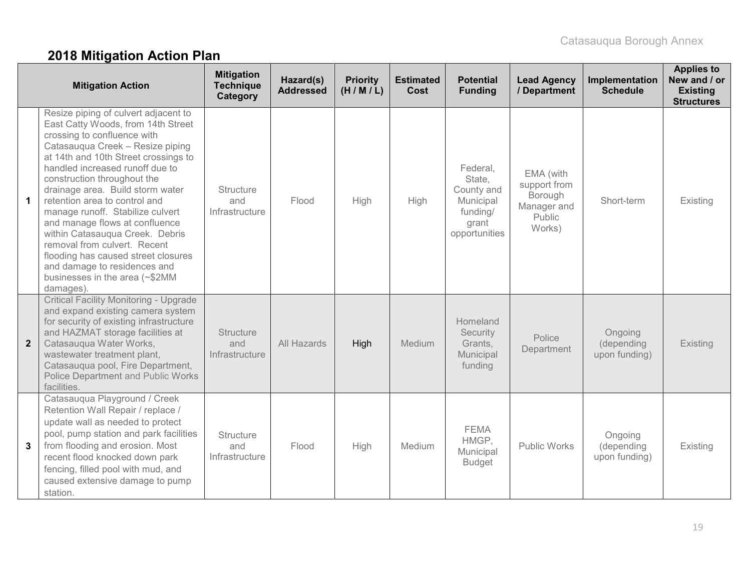## 2018 Mitigation Action Plan

| | Mitigation Action | Mitigation Technique Category | Hazard(s) Addressed | Priority (H / M / L) | Estimated Cost | Potential Funding | Lead Agency / Department | Implementation Schedule | Applies to New and / or Existing Structures |
|---|---|---|---|---|---|---|---|---|---|
| 1 | Resize piping of culvert adjacent to East Catty Woods, from 14th Street crossing to confluence with Catasauqua Creek – Resize piping at 14th and 10th Street crossings to handled increased runoff due to construction throughout the drainage area. Build storm water retention area to control and manage runoff. Stabilize culvert and manage flows at confluence within Catasauqua Creek. Debris removal from culvert. Recent flooding has caused street closures and damage to residences and businesses in the area (~$2MM damages). | Structure and Infrastructure | Flood | High | High | Federal, State, County and Municipal funding/ grant opportunities | EMA (with support from Borough Manager and Public Works) | Short-term | Existing |
| 2 | Critical Facility Monitoring - Upgrade and expand existing camera system for security of existing infrastructure and HAZMAT storage facilities at Catasauqua Water Works, wastewater treatment plant, Catasauqua pool, Fire Department, Police Department and Public Works facilities. | Structure and Infrastructure | All Hazards | High | Medium | Homeland Security Grants, Municipal funding | Police Department | Ongoing (depending upon funding) | Existing |
| 3 | Catasauqua Playground / Creek Retention Wall Repair / replace / update wall as needed to protect pool, pump station and park facilities from flooding and erosion. Most recent flood knocked down park fencing, filled pool with mud, and caused extensive damage to pump station. | Structure and Infrastructure | Flood | High | Medium | FEMA HMGP, Municipal Budget | Public Works | Ongoing (depending upon funding) | Existing |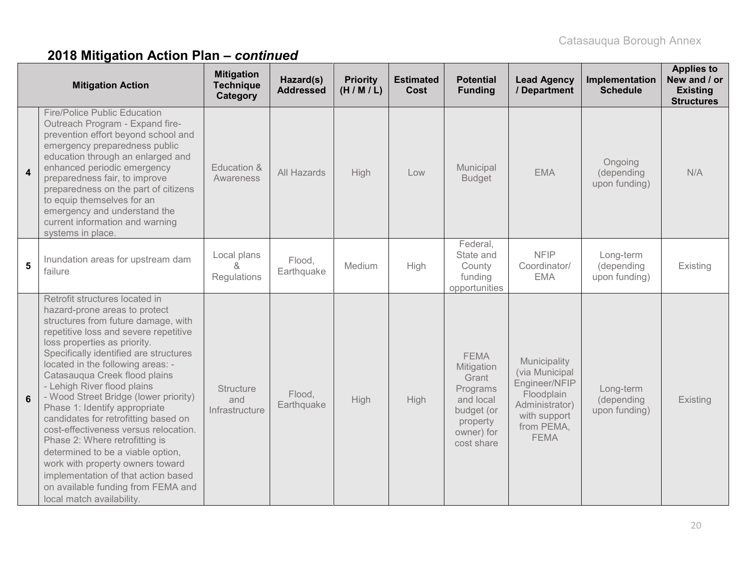## 2018 Mitigation Action Plan – *continued*

| | Mitigation Action | Mitigation Technique Category | Hazard(s) Addressed | Priority (H / M / L) | Estimated Cost | Potential Funding | Lead Agency / Department | Implementation Schedule | Applies to New and / or Existing Structures |
|---|---|---|---|---|---|---|---|---|---|
| 4 | Fire/Police Public Education Outreach Program - Expand fire-prevention effort beyond school and emergency preparedness public education through an enlarged and enhanced periodic emergency preparedness fair, to improve preparedness on the part of citizens to equip themselves for an emergency and understand the current information and warning systems in place. | Education & Awareness | All Hazards | High | Low | Municipal Budget | EMA | Ongoing (depending upon funding) | N/A |
| 5 | Inundation areas for upstream dam failure | Local plans & Regulations | Flood, Earthquake | Medium | High | Federal, State and County funding opportunities | NFIP Coordinator/ EMA | Long-term (depending upon funding) | Existing |
| 6 | Retrofit structures located in hazard-prone areas to protect structures from future damage, with repetitive loss and severe repetitive loss properties as priority. Specifically identified are structures located in the following areas: - Catasauqua Creek flood plains - Lehigh River flood plains - Wood Street Bridge (lower priority) Phase 1: Identify appropriate candidates for retrofitting based on cost-effectiveness versus relocation. Phase 2: Where retrofitting is determined to be a viable option, work with property owners toward implementation of that action based on available funding from FEMA and local match availability. | Structure and Infrastructure | Flood, Earthquake | High | High | FEMA Mitigation Grant Programs and local budget (or property owner) for cost share | Municipality (via Municipal Engineer/NFIP Floodplain Administrator) with support from PEMA, FEMA | Long-term (depending upon funding) | Existing |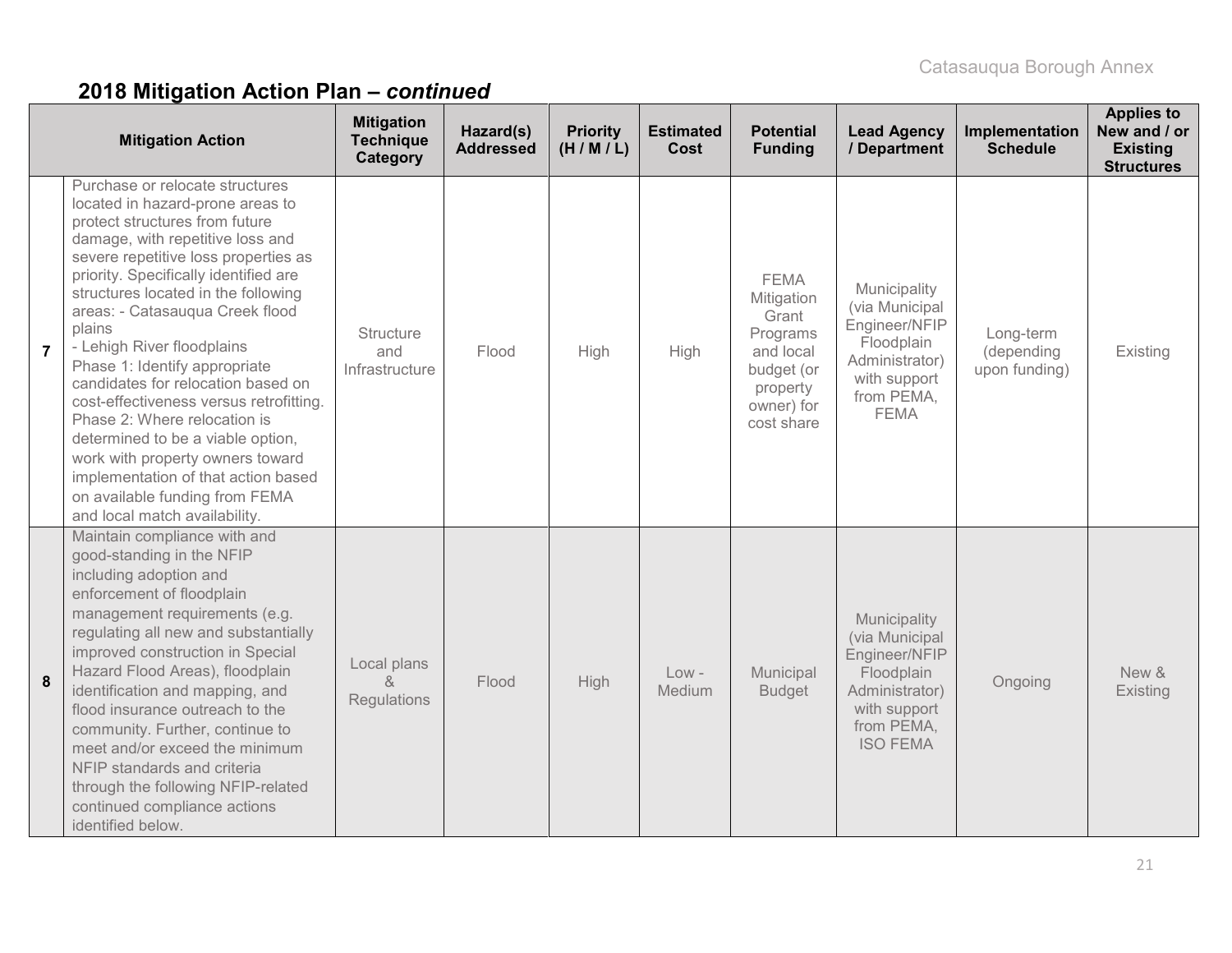## 2018 Mitigation Action Plan – *continued*

| | Mitigation Action | Mitigation Technique Category | Hazard(s) Addressed | Priority (H / M / L) | Estimated Cost | Potential Funding | Lead Agency / Department | Implementation Schedule | Applies to New and / or Existing Structures |
|---|---|---|---|---|---|---|---|---|---|
| **7** | Purchase or relocate structures located in hazard-prone areas to protect structures from future damage, with repetitive loss and severe repetitive loss properties as priority. Specifically identified are structures located in the following areas: - Catasauqua Creek flood plains<br>- Lehigh River floodplains<br>Phase 1: Identify appropriate candidates for relocation based on cost-effectiveness versus retrofitting.<br>Phase 2: Where relocation is determined to be a viable option, work with property owners toward implementation of that action based on available funding from FEMA and local match availability. | Structure and Infrastructure | Flood | High | High | FEMA Mitigation Grant Programs and local budget (or property owner) for cost share | Municipality (via Municipal Engineer/NFIP Floodplain Administrator) with support from PEMA, FEMA | Long-term (depending upon funding) | Existing |
| **8** | Maintain compliance with and good-standing in the NFIP including adoption and enforcement of floodplain management requirements (e.g. regulating all new and substantially improved construction in Special Hazard Flood Areas), floodplain identification and mapping, and flood insurance outreach to the community. Further, continue to meet and/or exceed the minimum NFIP standards and criteria through the following NFIP-related continued compliance actions identified below. | Local plans & Regulations | Flood | High | Low - Medium | Municipal Budget | Municipality (via Municipal Engineer/NFIP Floodplain Administrator) with support from PEMA, ISO FEMA | Ongoing | New & Existing |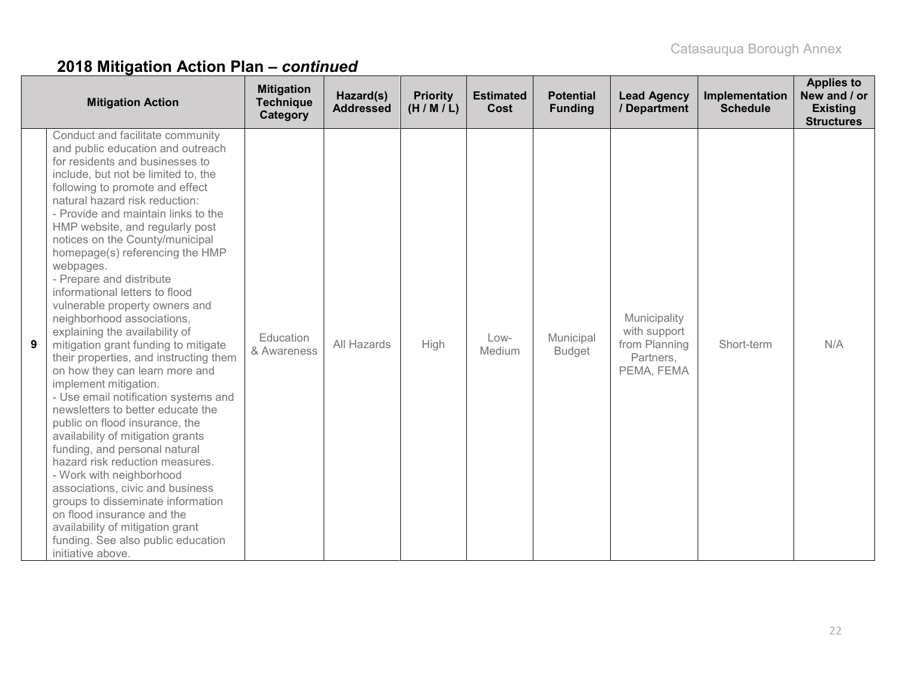## 2018 Mitigation Action Plan – *continued*

| | Mitigation Action | Mitigation Technique Category | Hazard(s) Addressed | Priority (H / M / L) | Estimated Cost | Potential Funding | Lead Agency / Department | Implementation Schedule | Applies to New and / or Existing Structures |
|---|---|---|---|---|---|---|---|---|---|
| 9 | Conduct and facilitate community and public education and outreach for residents and businesses to include, but not be limited to, the following to promote and effect natural hazard risk reduction:<br>- Provide and maintain links to the HMP website, and regularly post notices on the County/municipal homepage(s) referencing the HMP webpages.<br>- Prepare and distribute informational letters to flood vulnerable property owners and neighborhood associations, explaining the availability of mitigation grant funding to mitigate their properties, and instructing them on how they can learn more and implement mitigation.<br>- Use email notification systems and newsletters to better educate the public on flood insurance, the availability of mitigation grants funding, and personal natural hazard risk reduction measures.<br>- Work with neighborhood associations, civic and business groups to disseminate information on flood insurance and the availability of mitigation grant funding. See also public education initiative above. | Education & Awareness | All Hazards | High | Low-Medium | Municipal Budget | Municipality with support from Planning Partners, PEMA, FEMA | Short-term | N/A |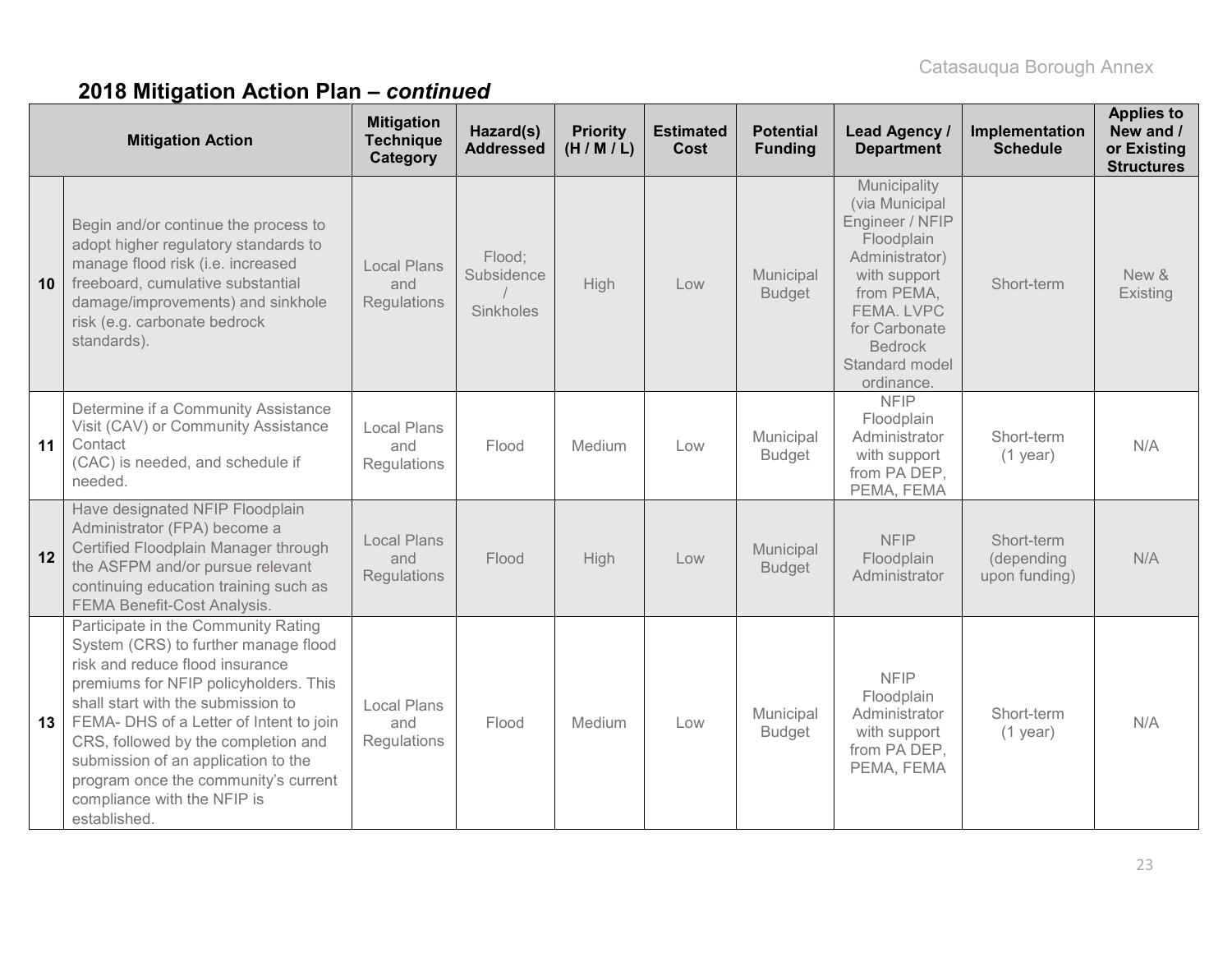## 2018 Mitigation Action Plan – *continued*

| | Mitigation Action | Mitigation Technique Category | Hazard(s) Addressed | Priority (H / M / L) | Estimated Cost | Potential Funding | Lead Agency / Department | Implementation Schedule | Applies to New and / or Existing Structures |
|---|---|---|---|---|---|---|---|---|---|
| 10 | Begin and/or continue the process to adopt higher regulatory standards to manage flood risk (i.e. increased freeboard, cumulative substantial damage/improvements) and sinkhole risk (e.g. carbonate bedrock standards). | Local Plans and Regulations | Flood; Subsidence / Sinkholes | High | Low | Municipal Budget | Municipality (via Municipal Engineer / NFIP Floodplain Administrator) with support from PEMA, FEMA. LVPC for Carbonate Bedrock Standard model ordinance. | Short-term | New & Existing |
| 11 | Determine if a Community Assistance Visit (CAV) or Community Assistance Contact (CAC) is needed, and schedule if needed. | Local Plans and Regulations | Flood | Medium | Low | Municipal Budget | NFIP Floodplain Administrator with support from PA DEP, PEMA, FEMA | Short-term (1 year) | N/A |
| 12 | Have designated NFIP Floodplain Administrator (FPA) become a Certified Floodplain Manager through the ASFPM and/or pursue relevant continuing education training such as FEMA Benefit-Cost Analysis. | Local Plans and Regulations | Flood | High | Low | Municipal Budget | NFIP Floodplain Administrator | Short-term (depending upon funding) | N/A |
| 13 | Participate in the Community Rating System (CRS) to further manage flood risk and reduce flood insurance premiums for NFIP policyholders. This shall start with the submission to FEMA- DHS of a Letter of Intent to join CRS, followed by the completion and submission of an application to the program once the community's current compliance with the NFIP is established. | Local Plans and Regulations | Flood | Medium | Low | Municipal Budget | NFIP Floodplain Administrator with support from PA DEP, PEMA, FEMA | Short-term (1 year) | N/A |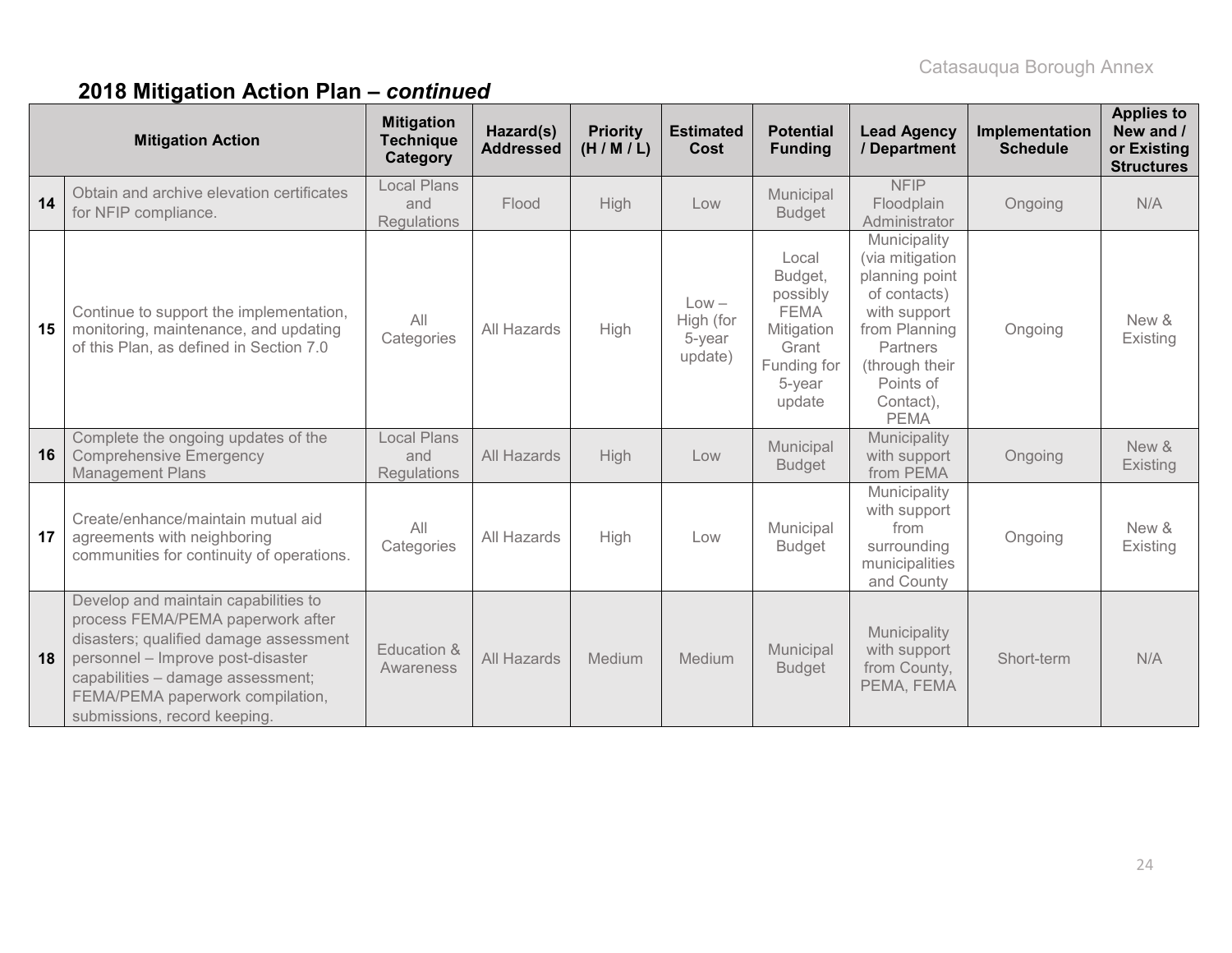## 2018 Mitigation Action Plan – *continued*

| | Mitigation Action | Mitigation Technique Category | Hazard(s) Addressed | Priority (H / M / L) | Estimated Cost | Potential Funding | Lead Agency / Department | Implementation Schedule | Applies to New and / or Existing Structures |
|---|---|---|---|---|---|---|---|---|---|
| **14** | Obtain and archive elevation certificates for NFIP compliance. | Local Plans and Regulations | Flood | High | Low | Municipal Budget | NFIP Floodplain Administrator | Ongoing | N/A |
| **15** | Continue to support the implementation, monitoring, maintenance, and updating of this Plan, as defined in Section 7.0 | All Categories | All Hazards | High | Low – High (for 5-year update) | Local Budget, possibly FEMA Mitigation Grant Funding for 5-year update | Municipality (via mitigation planning point of contacts) with support from Planning Partners (through their Points of Contact), PEMA | Ongoing | New & Existing |
| **16** | Complete the ongoing updates of the Comprehensive Emergency Management Plans | Local Plans and Regulations | All Hazards | High | Low | Municipal Budget | Municipality with support from PEMA | Ongoing | New & Existing |
| **17** | Create/enhance/maintain mutual aid agreements with neighboring communities for continuity of operations. | All Categories | All Hazards | High | Low | Municipal Budget | Municipality with support from surrounding municipalities and County | Ongoing | New & Existing |
| **18** | Develop and maintain capabilities to process FEMA/PEMA paperwork after disasters; qualified damage assessment personnel – Improve post-disaster capabilities – damage assessment; FEMA/PEMA paperwork compilation, submissions, record keeping. | Education & Awareness | All Hazards | Medium | Medium | Municipal Budget | Municipality with support from County, PEMA, FEMA | Short-term | N/A |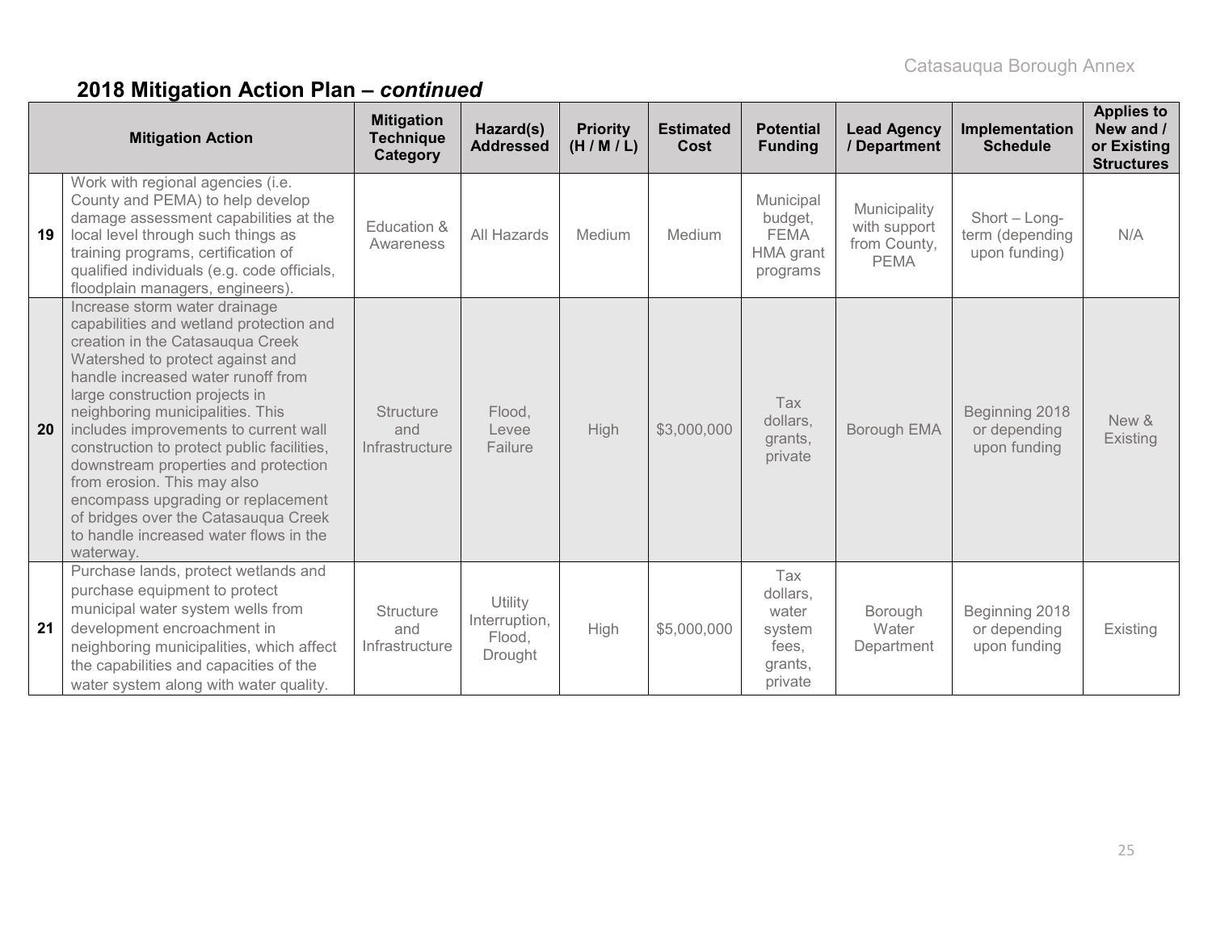## 2018 Mitigation Action Plan – *continued*

| | Mitigation Action | Mitigation Technique Category | Hazard(s) Addressed | Priority (H / M / L) | Estimated Cost | Potential Funding | Lead Agency / Department | Implementation Schedule | Applies to New and / or Existing Structures |
|---|---|---|---|---|---|---|---|---|---|
| 19 | Work with regional agencies (i.e. County and PEMA) to help develop damage assessment capabilities at the local level through such things as training programs, certification of qualified individuals (e.g. code officials, floodplain managers, engineers). | Education & Awareness | All Hazards | Medium | Medium | Municipal budget, FEMA HMA grant programs | Municipality with support from County, PEMA | Short – Long-term (depending upon funding) | N/A |
| 20 | Increase storm water drainage capabilities and wetland protection and creation in the Catasauqua Creek Watershed to protect against and handle increased water runoff from large construction projects in neighboring municipalities. This includes improvements to current wall construction to protect public facilities, downstream properties and protection from erosion. This may also encompass upgrading or replacement of bridges over the Catasauqua Creek to handle increased water flows in the waterway. | Structure and Infrastructure | Flood, Levee Failure | High | $3,000,000 | Tax dollars, grants, private | Borough EMA | Beginning 2018 or depending upon funding | New & Existing |
| 21 | Purchase lands, protect wetlands and purchase equipment to protect municipal water system wells from development encroachment in neighboring municipalities, which affect the capabilities and capacities of the water system along with water quality. | Structure and Infrastructure | Utility Interruption, Flood, Drought | High | $5,000,000 | Tax dollars, water system fees, grants, private | Borough Water Department | Beginning 2018 or depending upon funding | Existing |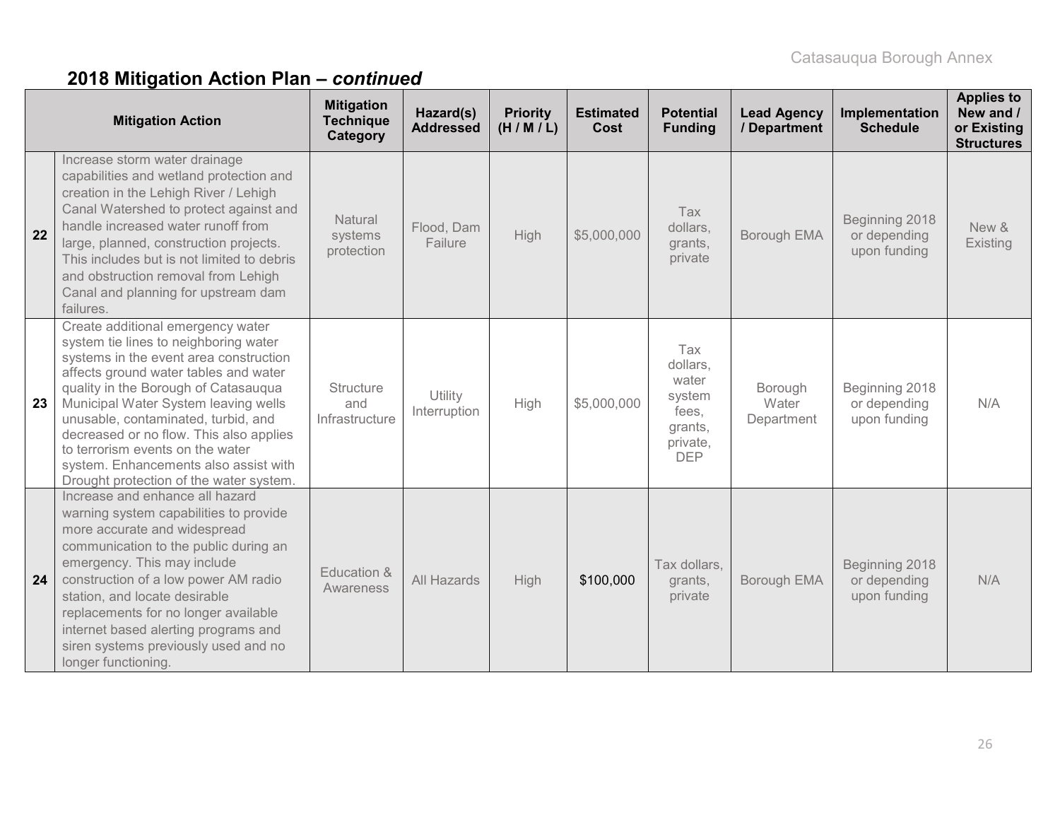## 2018 Mitigation Action Plan – *continued*

| | Mitigation Action | Mitigation Technique Category | Hazard(s) Addressed | Priority (H / M / L) | Estimated Cost | Potential Funding | Lead Agency / Department | Implementation Schedule | Applies to New and / or Existing Structures |
|---|---|---|---|---|---|---|---|---|---|
| 22 | Increase storm water drainage capabilities and wetland protection and creation in the Lehigh River / Lehigh Canal Watershed to protect against and handle increased water runoff from large, planned, construction projects. This includes but is not limited to debris and obstruction removal from Lehigh Canal and planning for upstream dam failures. | Natural systems protection | Flood, Dam Failure | High | $5,000,000 | Tax dollars, grants, private | Borough EMA | Beginning 2018 or depending upon funding | New & Existing |
| 23 | Create additional emergency water system tie lines to neighboring water systems in the event area construction affects ground water tables and water quality in the Borough of Catasauqua Municipal Water System leaving wells unusable, contaminated, turbid, and decreased or no flow. This also applies to terrorism events on the water system. Enhancements also assist with Drought protection of the water system. | Structure and Infrastructure | Utility Interruption | High | $5,000,000 | Tax dollars, water system fees, grants, private, DEP | Borough Water Department | Beginning 2018 or depending upon funding | N/A |
| 24 | Increase and enhance all hazard warning system capabilities to provide more accurate and widespread communication to the public during an emergency. This may include construction of a low power AM radio station, and locate desirable replacements for no longer available internet based alerting programs and siren systems previously used and no longer functioning. | Education & Awareness | All Hazards | High | $100,000 | Tax dollars, grants, private | Borough EMA | Beginning 2018 or depending upon funding | N/A |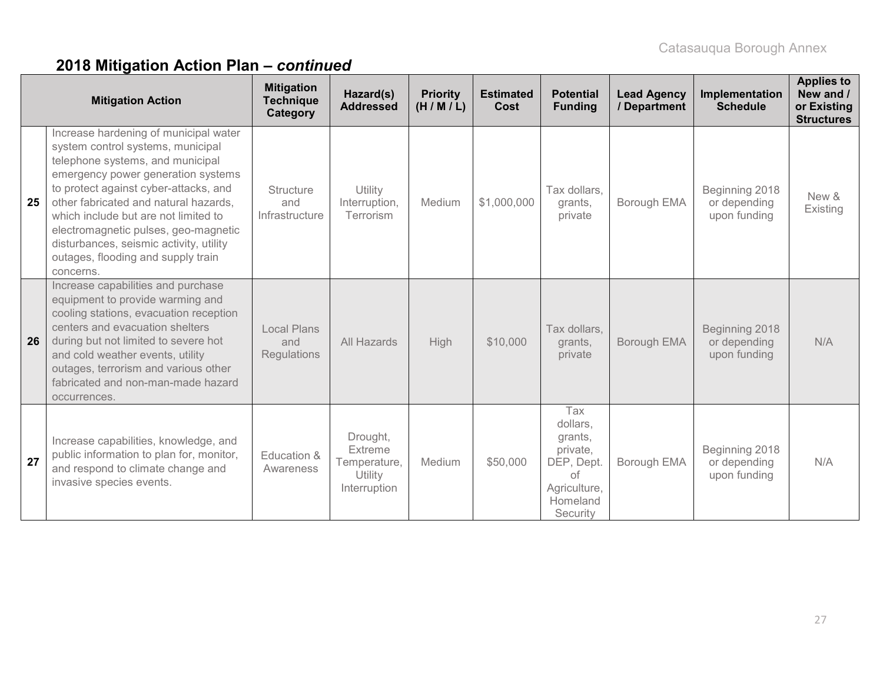## 2018 Mitigation Action Plan – *continued*

| | Mitigation Action | Mitigation Technique Category | Hazard(s) Addressed | Priority (H / M / L) | Estimated Cost | Potential Funding | Lead Agency / Department | Implementation Schedule | Applies to New and / or Existing Structures |
|---|---|---|---|---|---|---|---|---|---|
| **25** | Increase hardening of municipal water system control systems, municipal telephone systems, and municipal emergency power generation systems to protect against cyber-attacks, and other fabricated and natural hazards, which include but are not limited to electromagnetic pulses, geo-magnetic disturbances, seismic activity, utility outages, flooding and supply train concerns. | Structure and Infrastructure | Utility Interruption, Terrorism | Medium | $1,000,000 | Tax dollars, grants, private | Borough EMA | Beginning 2018 or depending upon funding | New & Existing |
| **26** | Increase capabilities and purchase equipment to provide warming and cooling stations, evacuation reception centers and evacuation shelters during but not limited to severe hot and cold weather events, utility outages, terrorism and various other fabricated and non-man-made hazard occurrences. | Local Plans and Regulations | All Hazards | High | $10,000 | Tax dollars, grants, private | Borough EMA | Beginning 2018 or depending upon funding | N/A |
| **27** | Increase capabilities, knowledge, and public information to plan for, monitor, and respond to climate change and invasive species events. | Education & Awareness | Drought, Extreme Temperature, Utility Interruption | Medium | $50,000 | Tax dollars, grants, private, DEP, Dept. of Agriculture, Homeland Security | Borough EMA | Beginning 2018 or depending upon funding | N/A |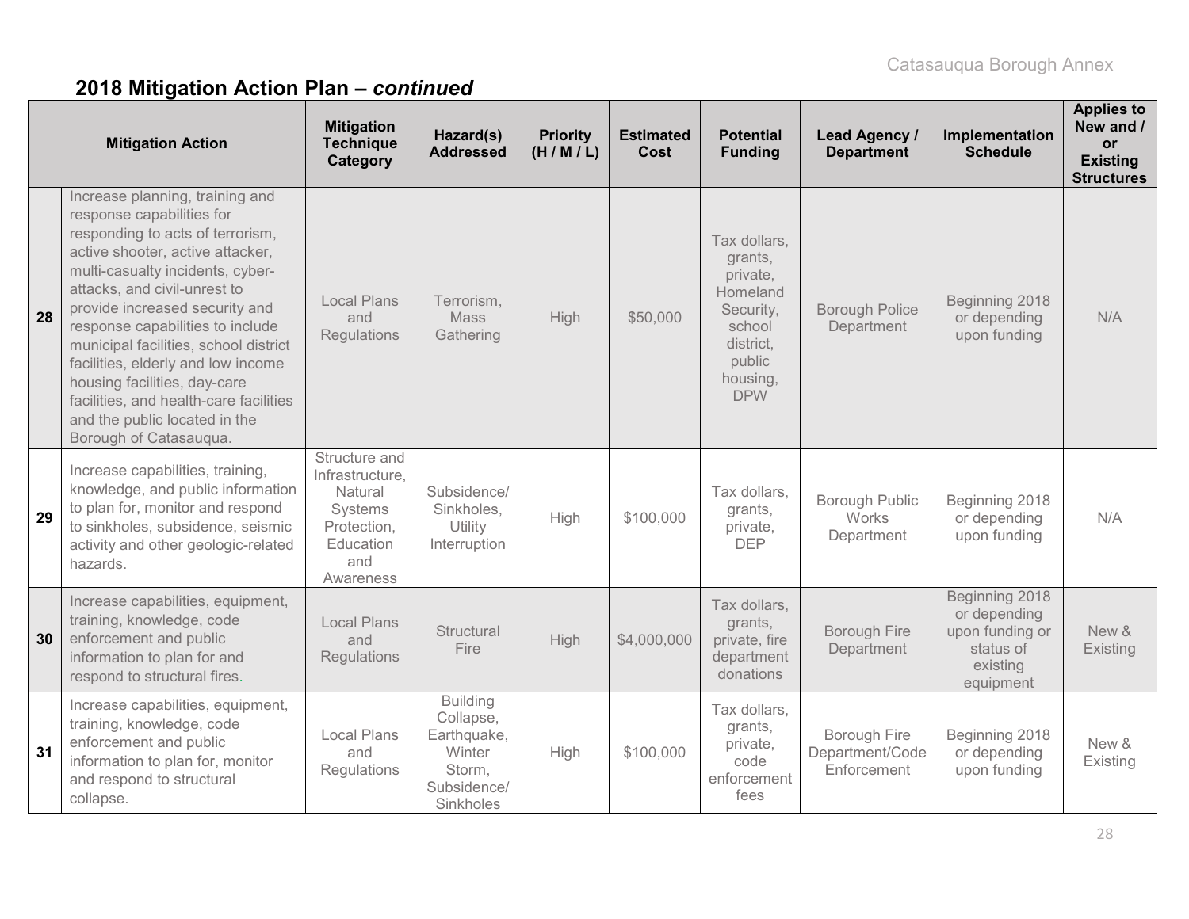## 2018 Mitigation Action Plan – *continued*

| | Mitigation Action | Mitigation Technique Category | Hazard(s) Addressed | Priority (H / M / L) | Estimated Cost | Potential Funding | Lead Agency / Department | Implementation Schedule | Applies to New and / or Existing Structures |
|---|---|---|---|---|---|---|---|---|---|
| **28** | Increase planning, training and response capabilities for responding to acts of terrorism, active shooter, active attacker, multi-casualty incidents, cyber-attacks, and civil-unrest to provide increased security and response capabilities to include municipal facilities, school district facilities, elderly and low income housing facilities, day-care facilities, and health-care facilities and the public located in the Borough of Catasauqua. | Local Plans and Regulations | Terrorism, Mass Gathering | High | $50,000 | Tax dollars, grants, private, Homeland Security, school district, public housing, DPW | Borough Police Department | Beginning 2018 or depending upon funding | N/A |
| **29** | Increase capabilities, training, knowledge, and public information to plan for, monitor and respond to sinkholes, subsidence, seismic activity and other geologic-related hazards. | Structure and Infrastructure, Natural Systems Protection, Education and Awareness | Subsidence/ Sinkholes, Utility Interruption | High | $100,000 | Tax dollars, grants, private, DEP | Borough Public Works Department | Beginning 2018 or depending upon funding | N/A |
| **30** | Increase capabilities, equipment, training, knowledge, code enforcement and public information to plan for and respond to structural fires. | Local Plans and Regulations | Structural Fire | High | $4,000,000 | Tax dollars, grants, private, fire department donations | Borough Fire Department | Beginning 2018 or depending upon funding or status of existing equipment | New & Existing |
| **31** | Increase capabilities, equipment, training, knowledge, code enforcement and public information to plan for, monitor and respond to structural collapse. | Local Plans and Regulations | Building Collapse, Earthquake, Winter Storm, Subsidence/ Sinkholes | High | $100,000 | Tax dollars, grants, private, code enforcement fees | Borough Fire Department/Code Enforcement | Beginning 2018 or depending upon funding | New & Existing |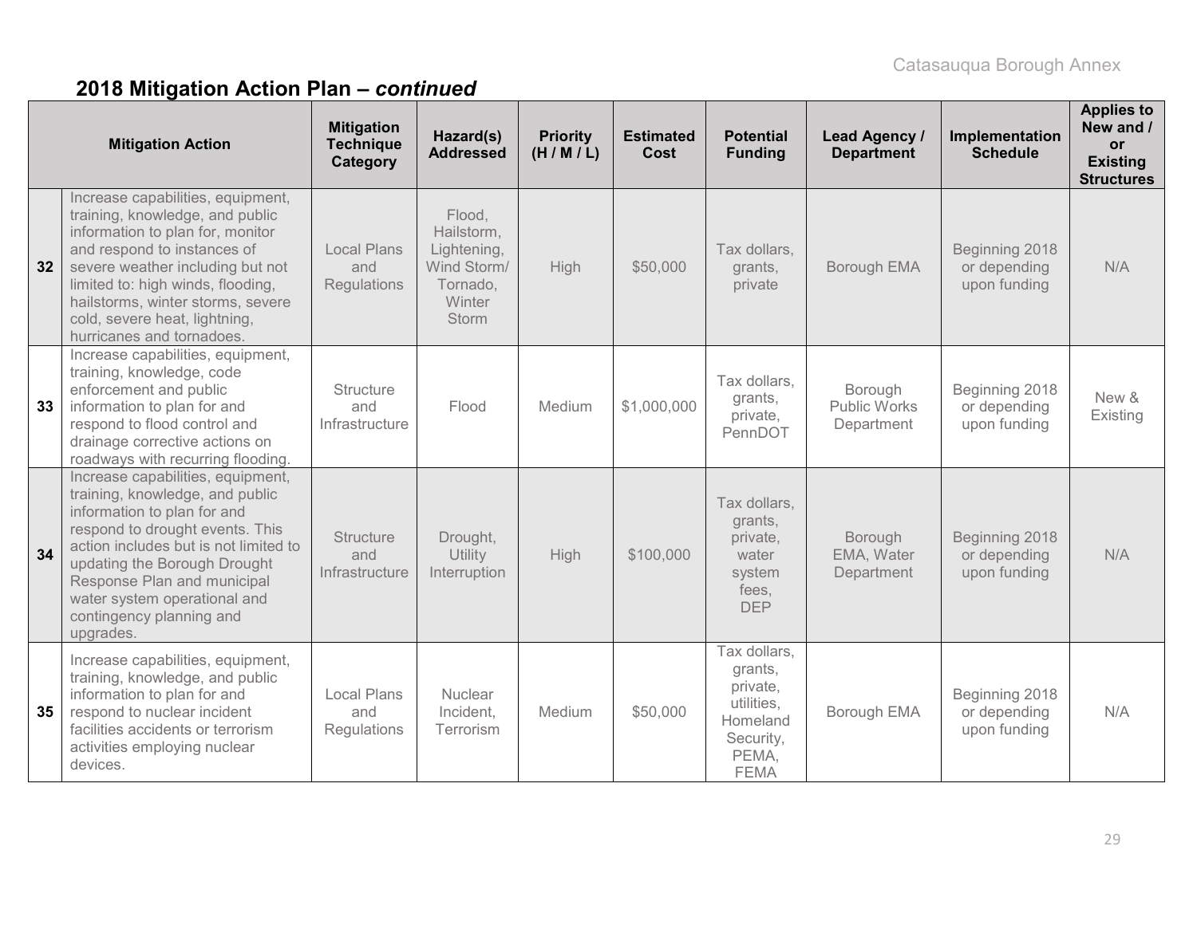## 2018 Mitigation Action Plan – *continued*

| | Mitigation Action | Mitigation Technique Category | Hazard(s) Addressed | Priority (H / M / L) | Estimated Cost | Potential Funding | Lead Agency / Department | Implementation Schedule | Applies to New and / or Existing Structures |
|---|---|---|---|---|---|---|---|---|---|
| 32 | Increase capabilities, equipment, training, knowledge, and public information to plan for, monitor and respond to instances of severe weather including but not limited to: high winds, flooding, hailstorms, winter storms, severe cold, severe heat, lightning, hurricanes and tornadoes. | Local Plans and Regulations | Flood, Hailstorm, Lightening, Wind Storm/ Tornado, Winter Storm | High | $50,000 | Tax dollars, grants, private | Borough EMA | Beginning 2018 or depending upon funding | N/A |
| 33 | Increase capabilities, equipment, training, knowledge, code enforcement and public information to plan for and respond to flood control and drainage corrective actions on roadways with recurring flooding. | Structure and Infrastructure | Flood | Medium | $1,000,000 | Tax dollars, grants, private, PennDOT | Borough Public Works Department | Beginning 2018 or depending upon funding | New & Existing |
| 34 | Increase capabilities, equipment, training, knowledge, and public information to plan for and respond to drought events. This action includes but is not limited to updating the Borough Drought Response Plan and municipal water system operational and contingency planning and upgrades. | Structure and Infrastructure | Drought, Utility Interruption | High | $100,000 | Tax dollars, grants, private, water system fees, DEP | Borough EMA, Water Department | Beginning 2018 or depending upon funding | N/A |
| 35 | Increase capabilities, equipment, training, knowledge, and public information to plan for and respond to nuclear incident facilities accidents or terrorism activities employing nuclear devices. | Local Plans and Regulations | Nuclear Incident, Terrorism | Medium | $50,000 | Tax dollars, grants, private, utilities, Homeland Security, PEMA, FEMA | Borough EMA | Beginning 2018 or depending upon funding | N/A |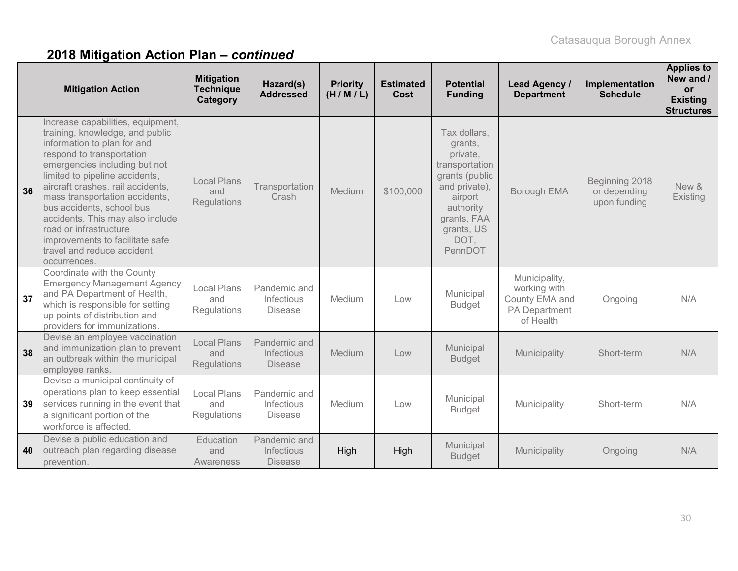## 2018 Mitigation Action Plan – *continued*

| | Mitigation Action | Mitigation Technique Category | Hazard(s) Addressed | Priority (H / M / L) | Estimated Cost | Potential Funding | Lead Agency / Department | Implementation Schedule | Applies to New and / or Existing Structures |
|---|---|---|---|---|---|---|---|---|---|
| **36** | Increase capabilities, equipment, training, knowledge, and public information to plan for and respond to transportation emergencies including but not limited to pipeline accidents, aircraft crashes, rail accidents, mass transportation accidents, bus accidents, school bus accidents. This may also include road or infrastructure improvements to facilitate safe travel and reduce accident occurrences. | Local Plans and Regulations | Transportation Crash | Medium | $100,000 | Tax dollars, grants, private, transportation grants (public and private), airport authority grants, FAA grants, US DOT, PennDOT | Borough EMA | Beginning 2018 or depending upon funding | New & Existing |
| **37** | Coordinate with the County Emergency Management Agency and PA Department of Health, which is responsible for setting up points of distribution and providers for immunizations. | Local Plans and Regulations | Pandemic and Infectious Disease | Medium | Low | Municipal Budget | Municipality, working with County EMA and PA Department of Health | Ongoing | N/A |
| **38** | Devise an employee vaccination and immunization plan to prevent an outbreak within the municipal employee ranks. | Local Plans and Regulations | Pandemic and Infectious Disease | Medium | Low | Municipal Budget | Municipality | Short-term | N/A |
| **39** | Devise a municipal continuity of operations plan to keep essential services running in the event that a significant portion of the workforce is affected. | Local Plans and Regulations | Pandemic and Infectious Disease | Medium | Low | Municipal Budget | Municipality | Short-term | N/A |
| **40** | Devise a public education and outreach plan regarding disease prevention. | Education and Awareness | Pandemic and Infectious Disease | High | High | Municipal Budget | Municipality | Ongoing | N/A |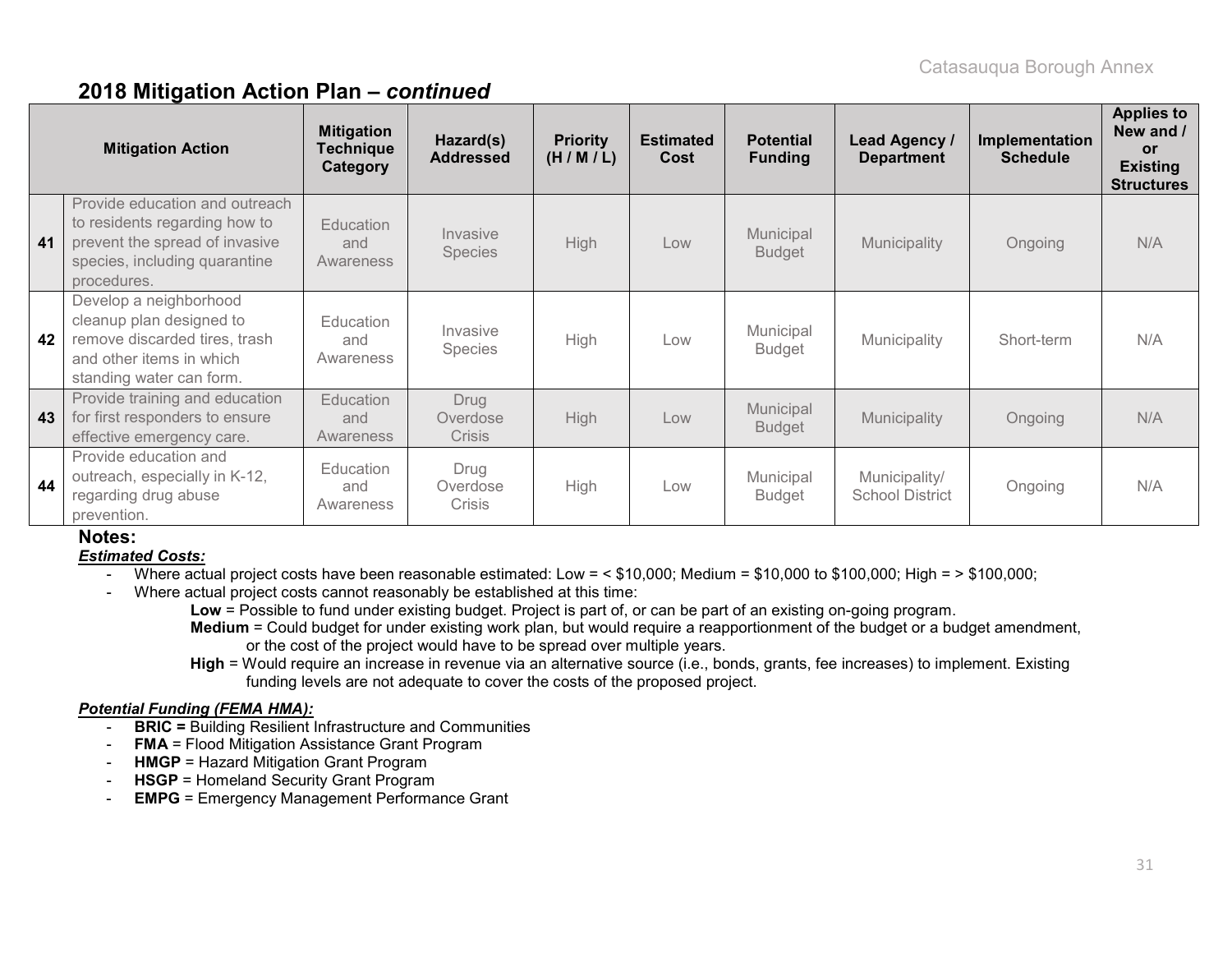## 2018 Mitigation Action Plan – *continued*

| | Mitigation Action | Mitigation Technique Category | Hazard(s) Addressed | Priority (H / M / L) | Estimated Cost | Potential Funding | Lead Agency / Department | Implementation Schedule | Applies to New and / or Existing Structures |
|---|---|---|---|---|---|---|---|---|---|
| 41 | Provide education and outreach to residents regarding how to prevent the spread of invasive species, including quarantine procedures. | Education and Awareness | Invasive Species | High | Low | Municipal Budget | Municipality | Ongoing | N/A |
| 42 | Develop a neighborhood cleanup plan designed to remove discarded tires, trash and other items in which standing water can form. | Education and Awareness | Invasive Species | High | Low | Municipal Budget | Municipality | Short-term | N/A |
| 43 | Provide training and education for first responders to ensure effective emergency care. | Education and Awareness | Drug Overdose Crisis | High | Low | Municipal Budget | Municipality | Ongoing | N/A |
| 44 | Provide education and outreach, especially in K-12, regarding drug abuse prevention. | Education and Awareness | Drug Overdose Crisis | High | Low | Municipal Budget | Municipality/ School District | Ongoing | N/A |

**Notes:**

***Estimated Costs:***

- Where actual project costs have been reasonable estimated: Low = < $10,000; Medium = $10,000 to $100,000; High = > $100,000;
- Where actual project costs cannot reasonably be established at this time:
  - **Low** = Possible to fund under existing budget. Project is part of, or can be part of an existing on-going program.
  - **Medium** = Could budget for under existing work plan, but would require a reapportionment of the budget or a budget amendment, or the cost of the project would have to be spread over multiple years.
  - **High** = Would require an increase in revenue via an alternative source (i.e., bonds, grants, fee increases) to implement. Existing funding levels are not adequate to cover the costs of the proposed project.

***Potential Funding (FEMA HMA):***

- **BRIC =** Building Resilient Infrastructure and Communities
- **FMA** = Flood Mitigation Assistance Grant Program
- **HMGP** = Hazard Mitigation Grant Program
- **HSGP** = Homeland Security Grant Program
- **EMPG** = Emergency Management Performance Grant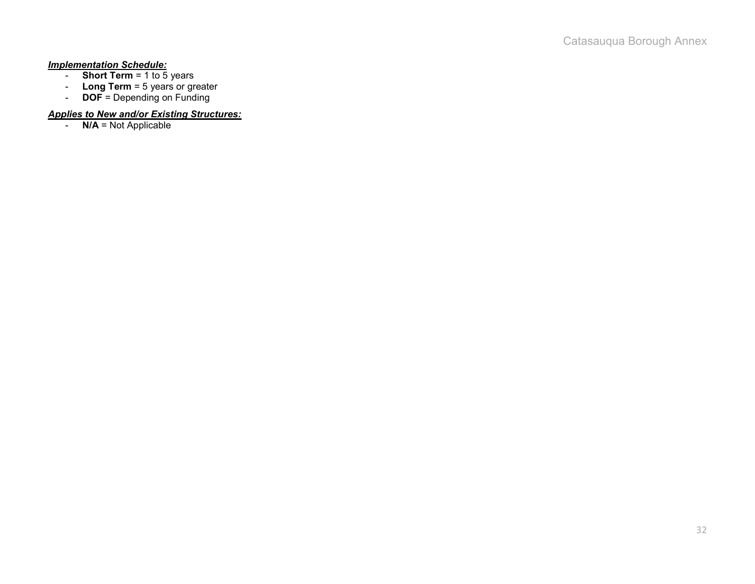***Implementation Schedule:***

- **Short Term** = 1 to 5 years
- **Long Term** = 5 years or greater
- **DOF** = Depending on Funding

***Applies to New and/or Existing Structures:***

- **N/A** = Not Applicable